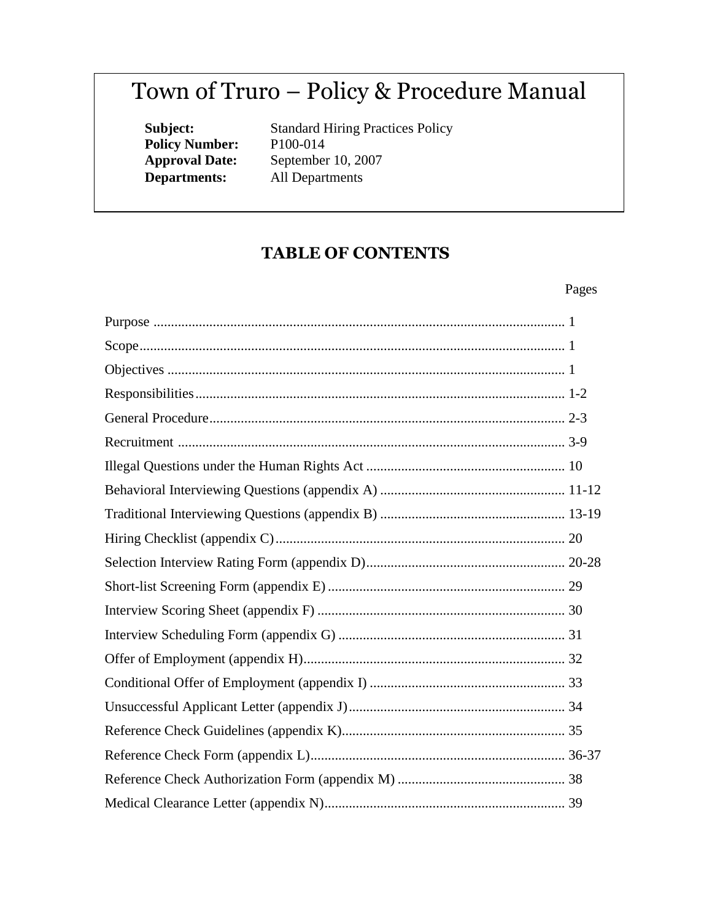# Town of Truro – Policy & Procedure Manual

**Subject:** Standard Hiring Practices Policy
**Policy Number:** P100-014
**Approval Date:** September 10, 2007
**Departments:** All Departments

## TABLE OF CONTENTS

| | Pages |
|---|---|
| Purpose | 1 |
| Scope | 1 |
| Objectives | 1 |
| Responsibilities | 1-2 |
| General Procedure | 2-3 |
| Recruitment | 3-9 |
| Illegal Questions under the Human Rights Act | 10 |
| Behavioral Interviewing Questions (appendix A) | 11-12 |
| Traditional Interviewing Questions (appendix B) | 13-19 |
| Hiring Checklist (appendix C) | 20 |
| Selection Interview Rating Form (appendix D) | 20-28 |
| Short-list Screening Form (appendix E) | 29 |
| Interview Scoring Sheet (appendix F) | 30 |
| Interview Scheduling Form (appendix G) | 31 |
| Offer of Employment (appendix H) | 32 |
| Conditional Offer of Employment (appendix I) | 33 |
| Unsuccessful Applicant Letter (appendix J) | 34 |
| Reference Check Guidelines (appendix K) | 35 |
| Reference Check Form (appendix L) | 36-37 |
| Reference Check Authorization Form (appendix M) | 38 |
| Medical Clearance Letter (appendix N) | 39 |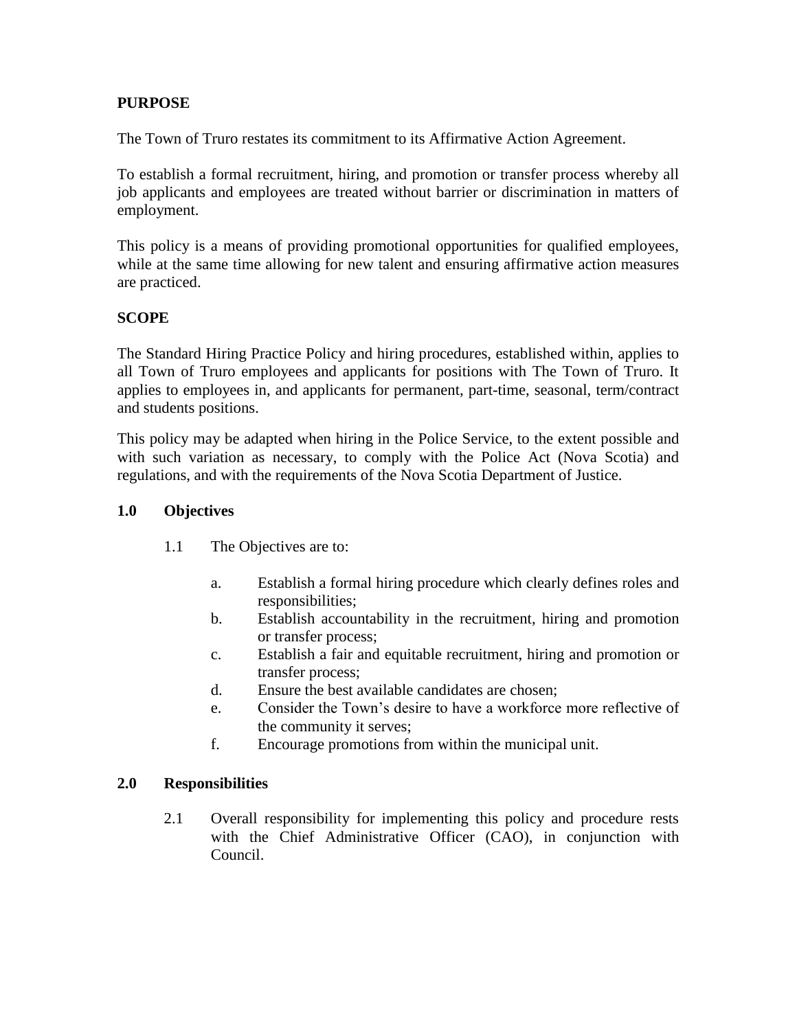## PURPOSE

The Town of Truro restates its commitment to its Affirmative Action Agreement.

To establish a formal recruitment, hiring, and promotion or transfer process whereby all job applicants and employees are treated without barrier or discrimination in matters of employment.

This policy is a means of providing promotional opportunities for qualified employees, while at the same time allowing for new talent and ensuring affirmative action measures are practiced.

## SCOPE

The Standard Hiring Practice Policy and hiring procedures, established within, applies to all Town of Truro employees and applicants for positions with The Town of Truro. It applies to employees in, and applicants for permanent, part-time, seasonal, term/contract and students positions.

This policy may be adapted when hiring in the Police Service, to the extent possible and with such variation as necessary, to comply with the Police Act (Nova Scotia) and regulations, and with the requirements of the Nova Scotia Department of Justice.

## 1.0 Objectives

1.1 The Objectives are to:

- a. Establish a formal hiring procedure which clearly defines roles and responsibilities;
- b. Establish accountability in the recruitment, hiring and promotion or transfer process;
- c. Establish a fair and equitable recruitment, hiring and promotion or transfer process;
- d. Ensure the best available candidates are chosen;
- e. Consider the Town's desire to have a workforce more reflective of the community it serves;
- f. Encourage promotions from within the municipal unit.

## 2.0 Responsibilities

2.1 Overall responsibility for implementing this policy and procedure rests with the Chief Administrative Officer (CAO), in conjunction with Council.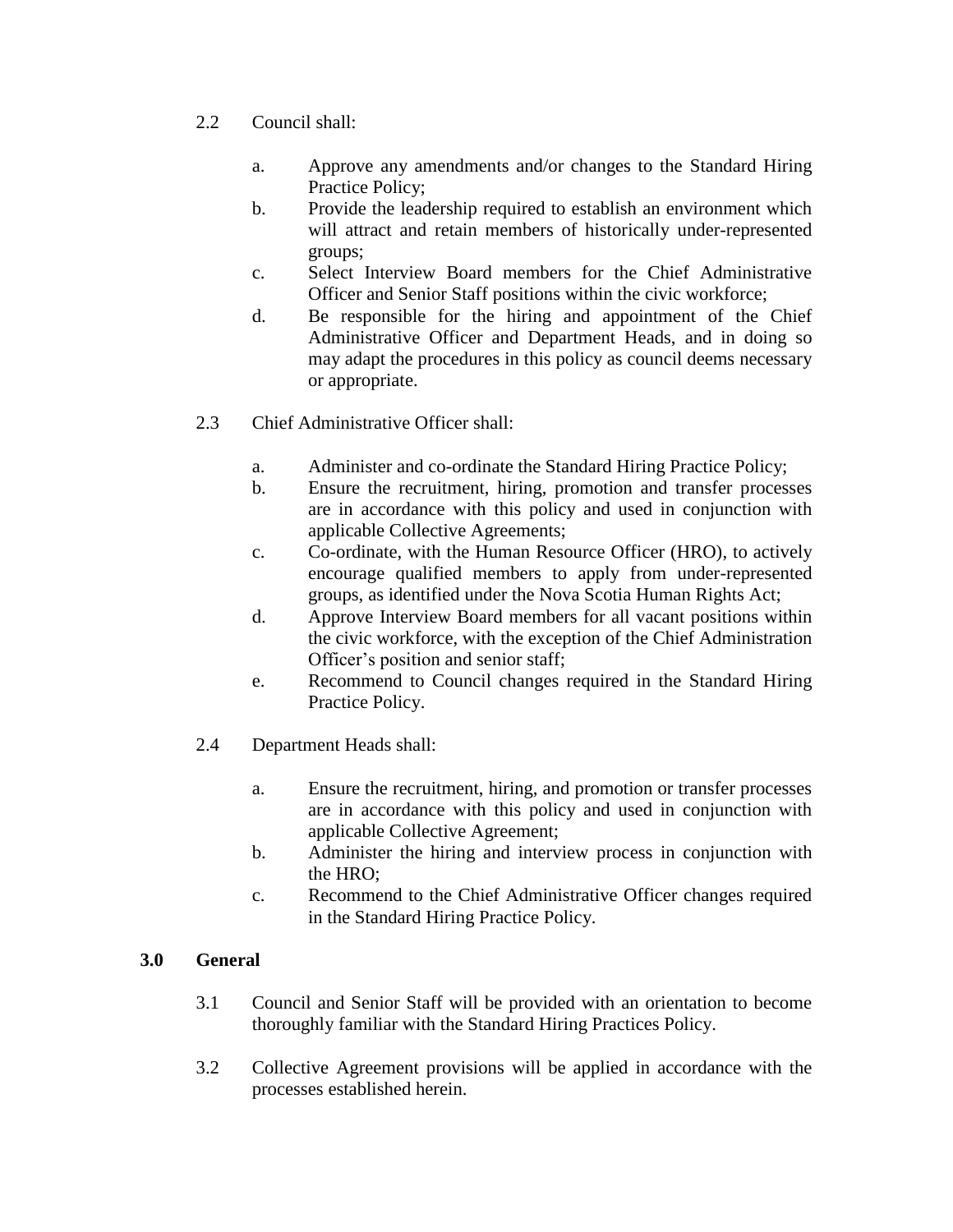2.2 Council shall:

  a. Approve any amendments and/or changes to the Standard Hiring Practice Policy;
  b. Provide the leadership required to establish an environment which will attract and retain members of historically under-represented groups;
  c. Select Interview Board members for the Chief Administrative Officer and Senior Staff positions within the civic workforce;
  d. Be responsible for the hiring and appointment of the Chief Administrative Officer and Department Heads, and in doing so may adapt the procedures in this policy as council deems necessary or appropriate.

2.3 Chief Administrative Officer shall:

  a. Administer and co-ordinate the Standard Hiring Practice Policy;
  b. Ensure the recruitment, hiring, promotion and transfer processes are in accordance with this policy and used in conjunction with applicable Collective Agreements;
  c. Co-ordinate, with the Human Resource Officer (HRO), to actively encourage qualified members to apply from under-represented groups, as identified under the Nova Scotia Human Rights Act;
  d. Approve Interview Board members for all vacant positions within the civic workforce, with the exception of the Chief Administration Officer's position and senior staff;
  e. Recommend to Council changes required in the Standard Hiring Practice Policy.

2.4 Department Heads shall:

  a. Ensure the recruitment, hiring, and promotion or transfer processes are in accordance with this policy and used in conjunction with applicable Collective Agreement;
  b. Administer the hiring and interview process in conjunction with the HRO;
  c. Recommend to the Chief Administrative Officer changes required in the Standard Hiring Practice Policy.

## 3.0 General

3.1 Council and Senior Staff will be provided with an orientation to become thoroughly familiar with the Standard Hiring Practices Policy.

3.2 Collective Agreement provisions will be applied in accordance with the processes established herein.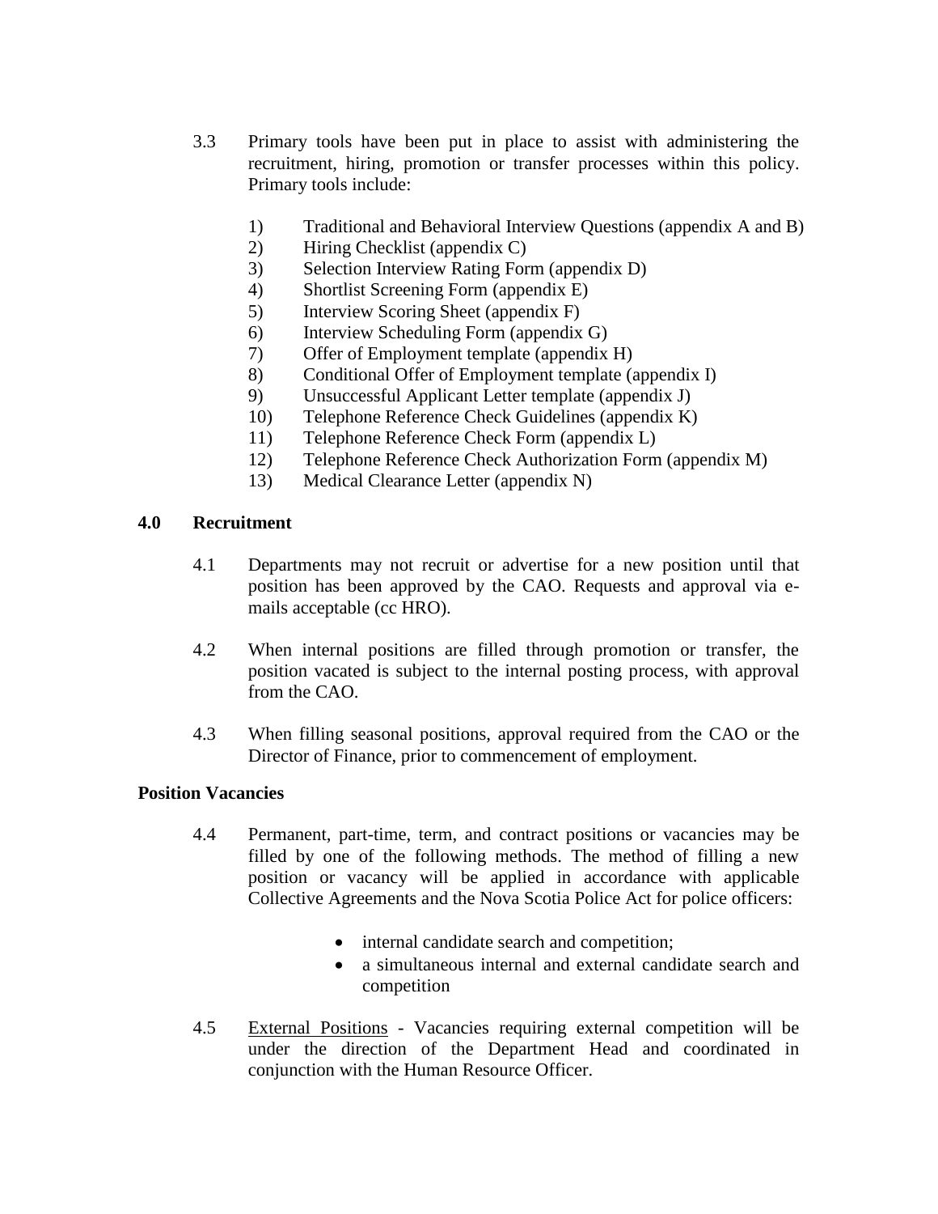3.3 Primary tools have been put in place to assist with administering the recruitment, hiring, promotion or transfer processes within this policy. Primary tools include:

1) Traditional and Behavioral Interview Questions (appendix A and B)
2) Hiring Checklist (appendix C)
3) Selection Interview Rating Form (appendix D)
4) Shortlist Screening Form (appendix E)
5) Interview Scoring Sheet (appendix F)
6) Interview Scheduling Form (appendix G)
7) Offer of Employment template (appendix H)
8) Conditional Offer of Employment template (appendix I)
9) Unsuccessful Applicant Letter template (appendix J)
10) Telephone Reference Check Guidelines (appendix K)
11) Telephone Reference Check Form (appendix L)
12) Telephone Reference Check Authorization Form (appendix M)
13) Medical Clearance Letter (appendix N)

## 4.0 Recruitment

4.1 Departments may not recruit or advertise for a new position until that position has been approved by the CAO. Requests and approval via e-mails acceptable (cc HRO).

4.2 When internal positions are filled through promotion or transfer, the position vacated is subject to the internal posting process, with approval from the CAO.

4.3 When filling seasonal positions, approval required from the CAO or the Director of Finance, prior to commencement of employment.

### Position Vacancies

4.4 Permanent, part-time, term, and contract positions or vacancies may be filled by one of the following methods. The method of filling a new position or vacancy will be applied in accordance with applicable Collective Agreements and the Nova Scotia Police Act for police officers:

- internal candidate search and competition;
- a simultaneous internal and external candidate search and competition

4.5 External Positions - Vacancies requiring external competition will be under the direction of the Department Head and coordinated in conjunction with the Human Resource Officer.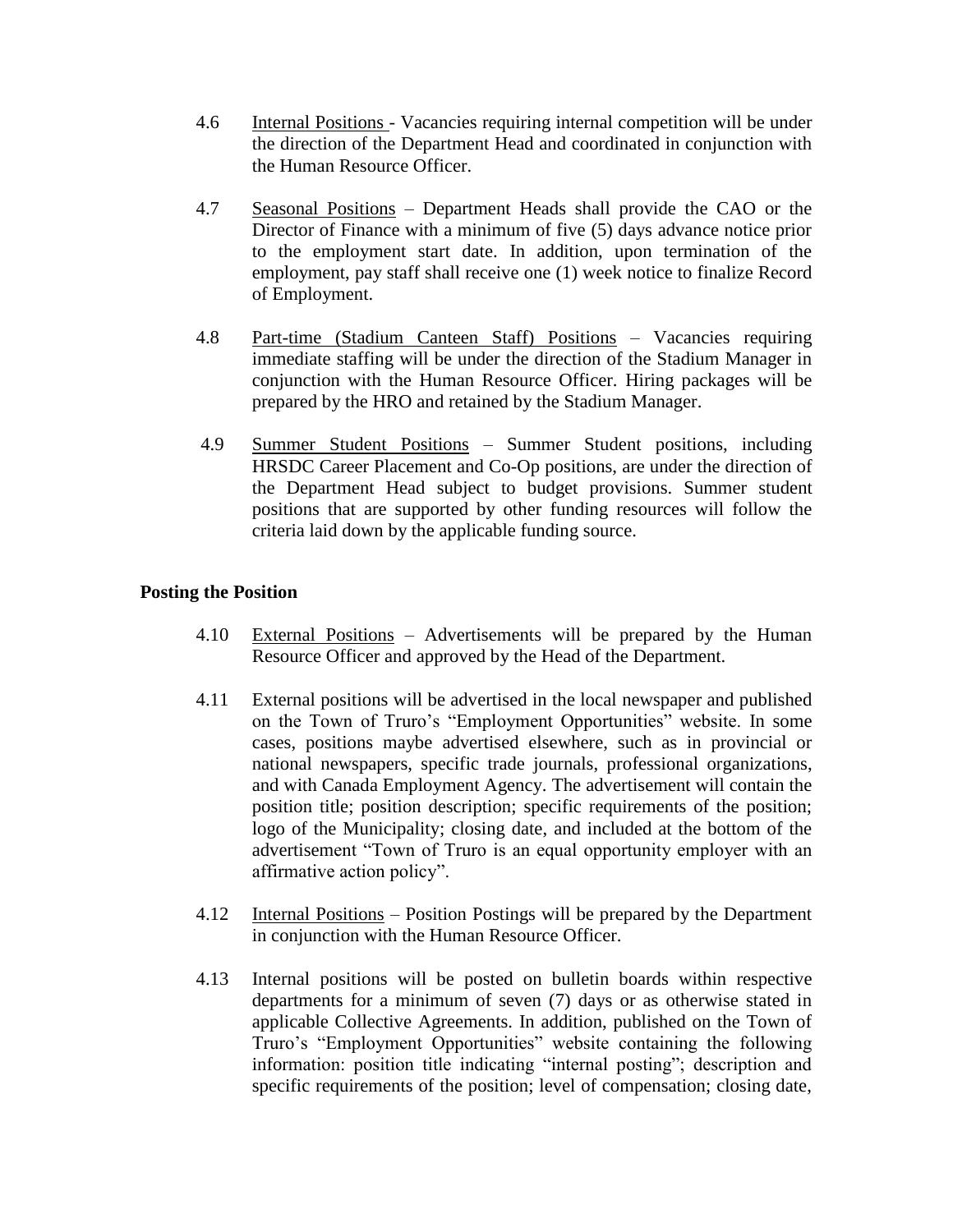4.6 Internal Positions - Vacancies requiring internal competition will be under the direction of the Department Head and coordinated in conjunction with the Human Resource Officer.

4.7 Seasonal Positions – Department Heads shall provide the CAO or the Director of Finance with a minimum of five (5) days advance notice prior to the employment start date. In addition, upon termination of the employment, pay staff shall receive one (1) week notice to finalize Record of Employment.

4.8 Part-time (Stadium Canteen Staff) Positions – Vacancies requiring immediate staffing will be under the direction of the Stadium Manager in conjunction with the Human Resource Officer. Hiring packages will be prepared by the HRO and retained by the Stadium Manager.

4.9 Summer Student Positions – Summer Student positions, including HRSDC Career Placement and Co-Op positions, are under the direction of the Department Head subject to budget provisions. Summer student positions that are supported by other funding resources will follow the criteria laid down by the applicable funding source.

**Posting the Position**

4.10 External Positions – Advertisements will be prepared by the Human Resource Officer and approved by the Head of the Department.

4.11 External positions will be advertised in the local newspaper and published on the Town of Truro's "Employment Opportunities" website. In some cases, positions maybe advertised elsewhere, such as in provincial or national newspapers, specific trade journals, professional organizations, and with Canada Employment Agency. The advertisement will contain the position title; position description; specific requirements of the position; logo of the Municipality; closing date, and included at the bottom of the advertisement "Town of Truro is an equal opportunity employer with an affirmative action policy".

4.12 Internal Positions – Position Postings will be prepared by the Department in conjunction with the Human Resource Officer.

4.13 Internal positions will be posted on bulletin boards within respective departments for a minimum of seven (7) days or as otherwise stated in applicable Collective Agreements. In addition, published on the Town of Truro's "Employment Opportunities" website containing the following information: position title indicating "internal posting"; description and specific requirements of the position; level of compensation; closing date,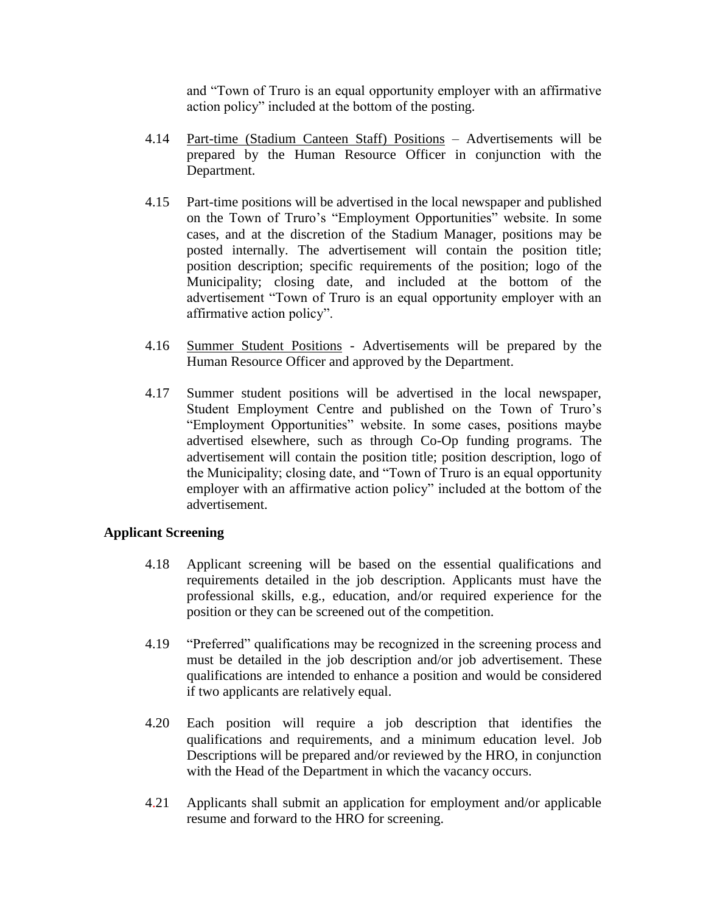and "Town of Truro is an equal opportunity employer with an affirmative action policy" included at the bottom of the posting.

4.14 Part-time (Stadium Canteen Staff) Positions – Advertisements will be prepared by the Human Resource Officer in conjunction with the Department.

4.15 Part-time positions will be advertised in the local newspaper and published on the Town of Truro's "Employment Opportunities" website. In some cases, and at the discretion of the Stadium Manager, positions may be posted internally. The advertisement will contain the position title; position description; specific requirements of the position; logo of the Municipality; closing date, and included at the bottom of the advertisement "Town of Truro is an equal opportunity employer with an affirmative action policy".

4.16 Summer Student Positions - Advertisements will be prepared by the Human Resource Officer and approved by the Department.

4.17 Summer student positions will be advertised in the local newspaper, Student Employment Centre and published on the Town of Truro's "Employment Opportunities" website. In some cases, positions maybe advertised elsewhere, such as through Co-Op funding programs. The advertisement will contain the position title; position description, logo of the Municipality; closing date, and "Town of Truro is an equal opportunity employer with an affirmative action policy" included at the bottom of the advertisement.

**Applicant Screening**

4.18 Applicant screening will be based on the essential qualifications and requirements detailed in the job description. Applicants must have the professional skills, e.g., education, and/or required experience for the position or they can be screened out of the competition.

4.19 "Preferred" qualifications may be recognized in the screening process and must be detailed in the job description and/or job advertisement. These qualifications are intended to enhance a position and would be considered if two applicants are relatively equal.

4.20 Each position will require a job description that identifies the qualifications and requirements, and a minimum education level. Job Descriptions will be prepared and/or reviewed by the HRO, in conjunction with the Head of the Department in which the vacancy occurs.

4.21 Applicants shall submit an application for employment and/or applicable resume and forward to the HRO for screening.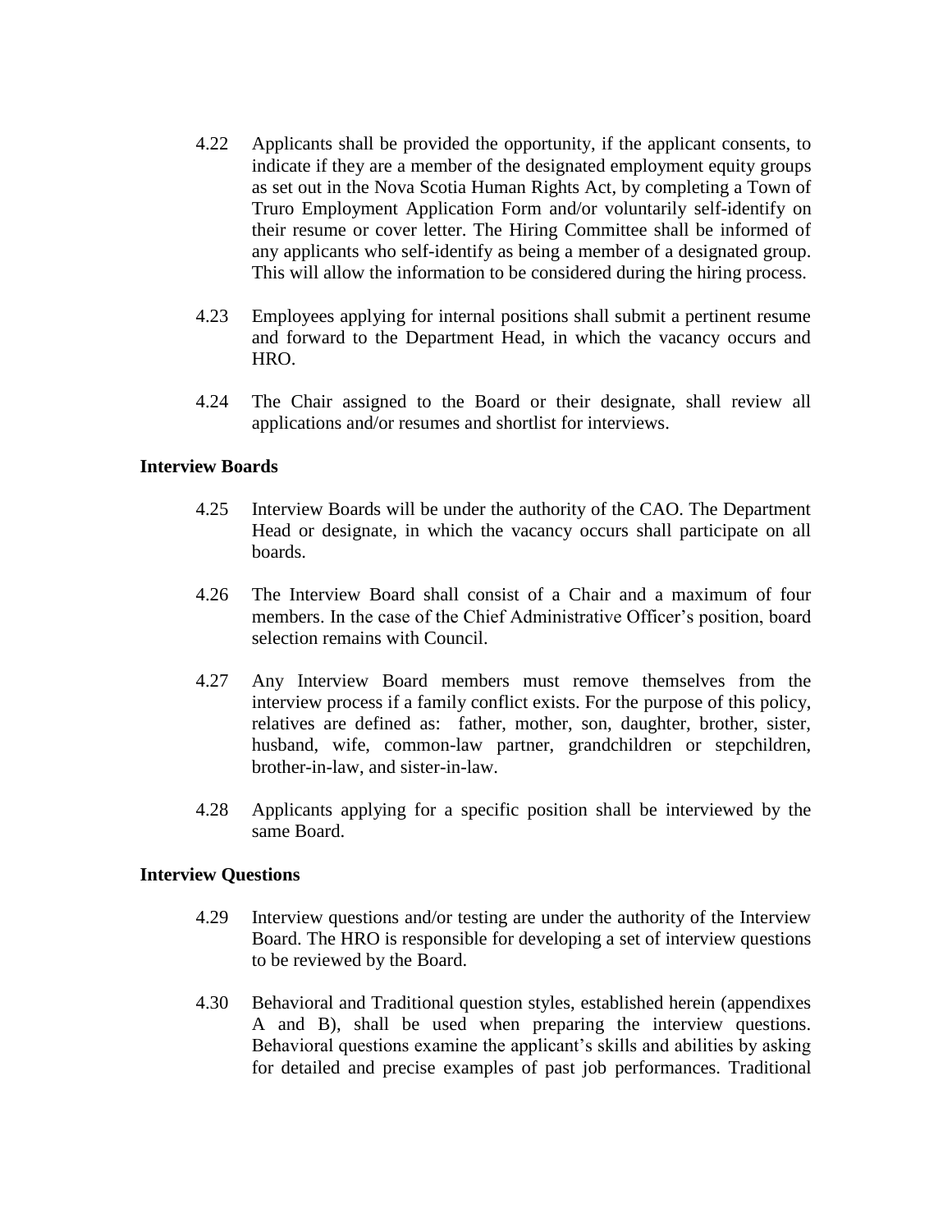4.22 Applicants shall be provided the opportunity, if the applicant consents, to indicate if they are a member of the designated employment equity groups as set out in the Nova Scotia Human Rights Act, by completing a Town of Truro Employment Application Form and/or voluntarily self-identify on their resume or cover letter. The Hiring Committee shall be informed of any applicants who self-identify as being a member of a designated group. This will allow the information to be considered during the hiring process.

4.23 Employees applying for internal positions shall submit a pertinent resume and forward to the Department Head, in which the vacancy occurs and HRO.

4.24 The Chair assigned to the Board or their designate, shall review all applications and/or resumes and shortlist for interviews.

**Interview Boards**

4.25 Interview Boards will be under the authority of the CAO. The Department Head or designate, in which the vacancy occurs shall participate on all boards.

4.26 The Interview Board shall consist of a Chair and a maximum of four members. In the case of the Chief Administrative Officer's position, board selection remains with Council.

4.27 Any Interview Board members must remove themselves from the interview process if a family conflict exists. For the purpose of this policy, relatives are defined as: father, mother, son, daughter, brother, sister, husband, wife, common-law partner, grandchildren or stepchildren, brother-in-law, and sister-in-law.

4.28 Applicants applying for a specific position shall be interviewed by the same Board.

**Interview Questions**

4.29 Interview questions and/or testing are under the authority of the Interview Board. The HRO is responsible for developing a set of interview questions to be reviewed by the Board.

4.30 Behavioral and Traditional question styles, established herein (appendixes A and B), shall be used when preparing the interview questions. Behavioral questions examine the applicant's skills and abilities by asking for detailed and precise examples of past job performances. Traditional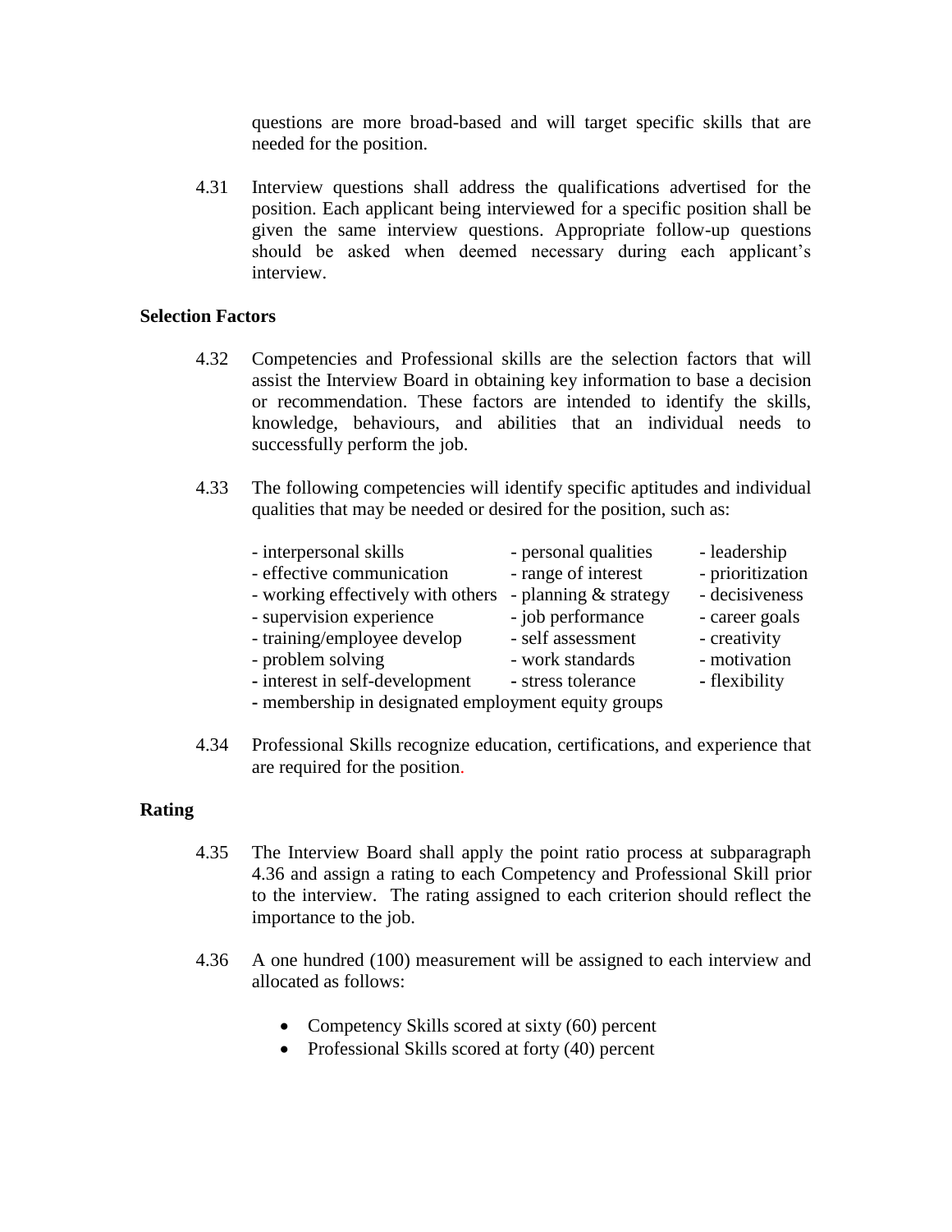questions are more broad-based and will target specific skills that are needed for the position.

4.31 Interview questions shall address the qualifications advertised for the position. Each applicant being interviewed for a specific position shall be given the same interview questions. Appropriate follow-up questions should be asked when deemed necessary during each applicant's interview.

### Selection Factors

4.32 Competencies and Professional skills are the selection factors that will assist the Interview Board in obtaining key information to base a decision or recommendation. These factors are intended to identify the skills, knowledge, behaviours, and abilities that an individual needs to successfully perform the job.

4.33 The following competencies will identify specific aptitudes and individual qualities that may be needed or desired for the position, such as:

- interpersonal skills
- effective communication
- working effectively with others
- supervision experience
- training/employee develop
- problem solving
- interest in self-development
- personal qualities
- range of interest
- planning & strategy
- job performance
- self assessment
- work standards
- stress tolerance
- leadership
- prioritization
- decisiveness
- career goals
- creativity
- motivation
- flexibility
- membership in designated employment equity groups

4.34 Professional Skills recognize education, certifications, and experience that are required for the position.

### Rating

4.35 The Interview Board shall apply the point ratio process at subparagraph 4.36 and assign a rating to each Competency and Professional Skill prior to the interview. The rating assigned to each criterion should reflect the importance to the job.

4.36 A one hundred (100) measurement will be assigned to each interview and allocated as follows:

- Competency Skills scored at sixty (60) percent
- Professional Skills scored at forty (40) percent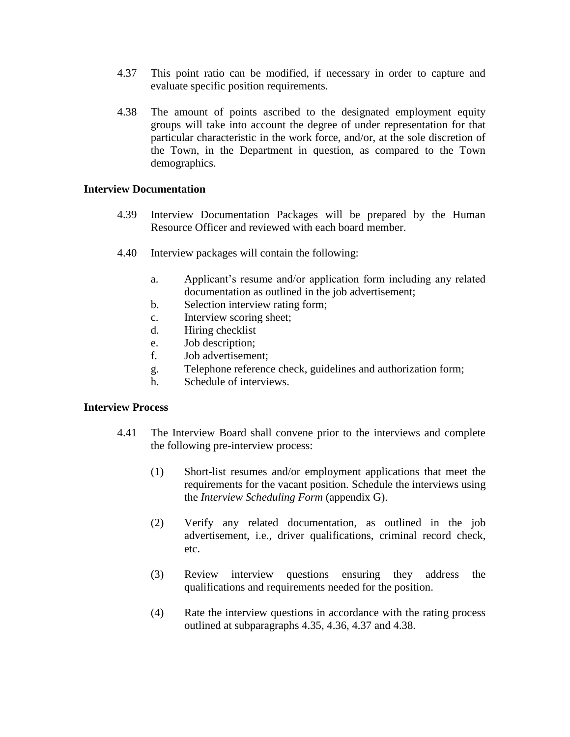4.37 This point ratio can be modified, if necessary in order to capture and evaluate specific position requirements.

4.38 The amount of points ascribed to the designated employment equity groups will take into account the degree of under representation for that particular characteristic in the work force, and/or, at the sole discretion of the Town, in the Department in question, as compared to the Town demographics.

**Interview Documentation**

4.39 Interview Documentation Packages will be prepared by the Human Resource Officer and reviewed with each board member.

4.40 Interview packages will contain the following:

a. Applicant's resume and/or application form including any related documentation as outlined in the job advertisement;
b. Selection interview rating form;
c. Interview scoring sheet;
d. Hiring checklist
e. Job description;
f. Job advertisement;
g. Telephone reference check, guidelines and authorization form;
h. Schedule of interviews.

**Interview Process**

4.41 The Interview Board shall convene prior to the interviews and complete the following pre-interview process:

(1) Short-list resumes and/or employment applications that meet the requirements for the vacant position. Schedule the interviews using the *Interview Scheduling Form* (appendix G).

(2) Verify any related documentation, as outlined in the job advertisement, i.e., driver qualifications, criminal record check, etc.

(3) Review interview questions ensuring they address the qualifications and requirements needed for the position.

(4) Rate the interview questions in accordance with the rating process outlined at subparagraphs 4.35, 4.36, 4.37 and 4.38.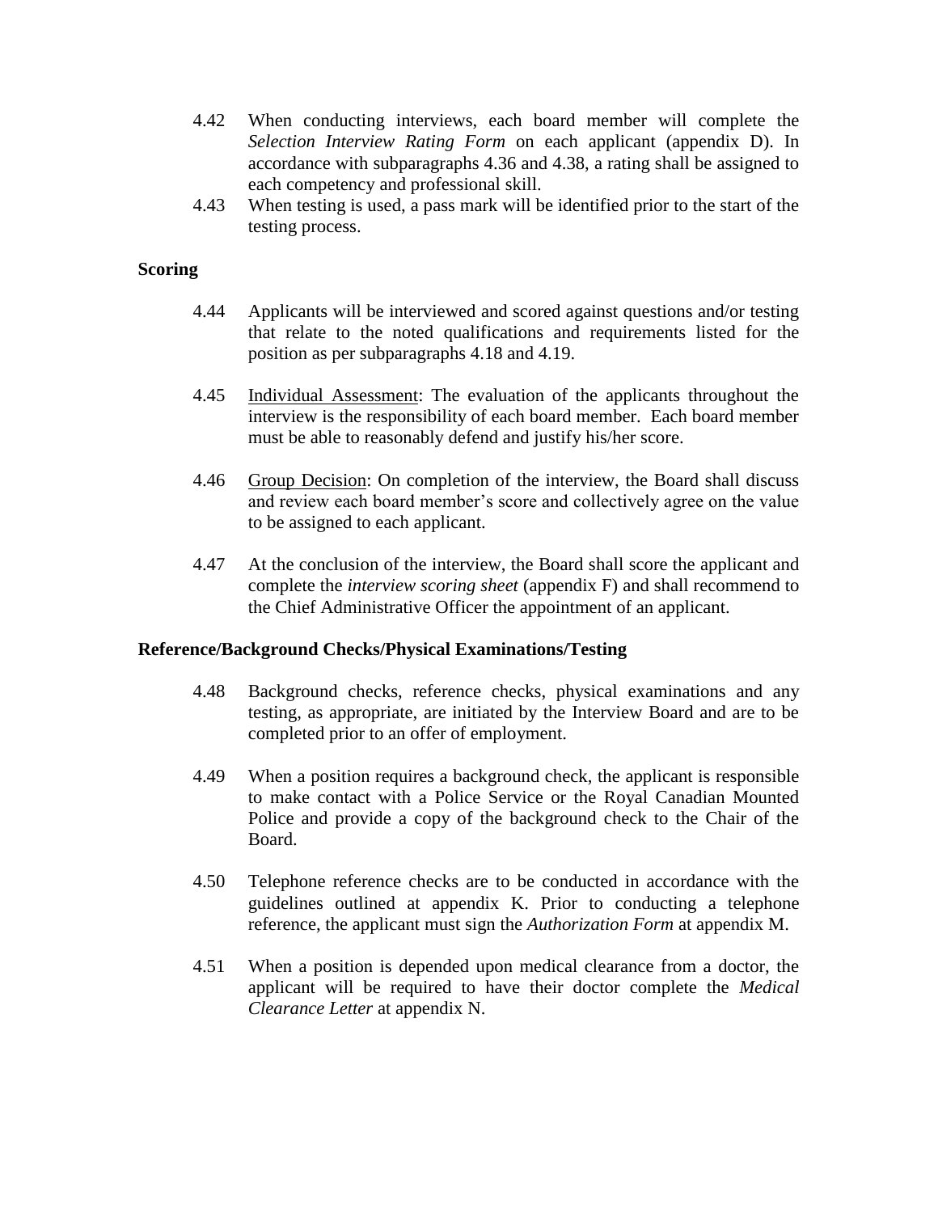4.42 When conducting interviews, each board member will complete the *Selection Interview Rating Form* on each applicant (appendix D). In accordance with subparagraphs 4.36 and 4.38, a rating shall be assigned to each competency and professional skill.

4.43 When testing is used, a pass mark will be identified prior to the start of the testing process.

**Scoring**

4.44 Applicants will be interviewed and scored against questions and/or testing that relate to the noted qualifications and requirements listed for the position as per subparagraphs 4.18 and 4.19.

4.45 Individual Assessment: The evaluation of the applicants throughout the interview is the responsibility of each board member. Each board member must be able to reasonably defend and justify his/her score.

4.46 Group Decision: On completion of the interview, the Board shall discuss and review each board member's score and collectively agree on the value to be assigned to each applicant.

4.47 At the conclusion of the interview, the Board shall score the applicant and complete the *interview scoring sheet* (appendix F) and shall recommend to the Chief Administrative Officer the appointment of an applicant.

**Reference/Background Checks/Physical Examinations/Testing**

4.48 Background checks, reference checks, physical examinations and any testing, as appropriate, are initiated by the Interview Board and are to be completed prior to an offer of employment.

4.49 When a position requires a background check, the applicant is responsible to make contact with a Police Service or the Royal Canadian Mounted Police and provide a copy of the background check to the Chair of the Board.

4.50 Telephone reference checks are to be conducted in accordance with the guidelines outlined at appendix K. Prior to conducting a telephone reference, the applicant must sign the *Authorization Form* at appendix M.

4.51 When a position is depended upon medical clearance from a doctor, the applicant will be required to have their doctor complete the *Medical Clearance Letter* at appendix N.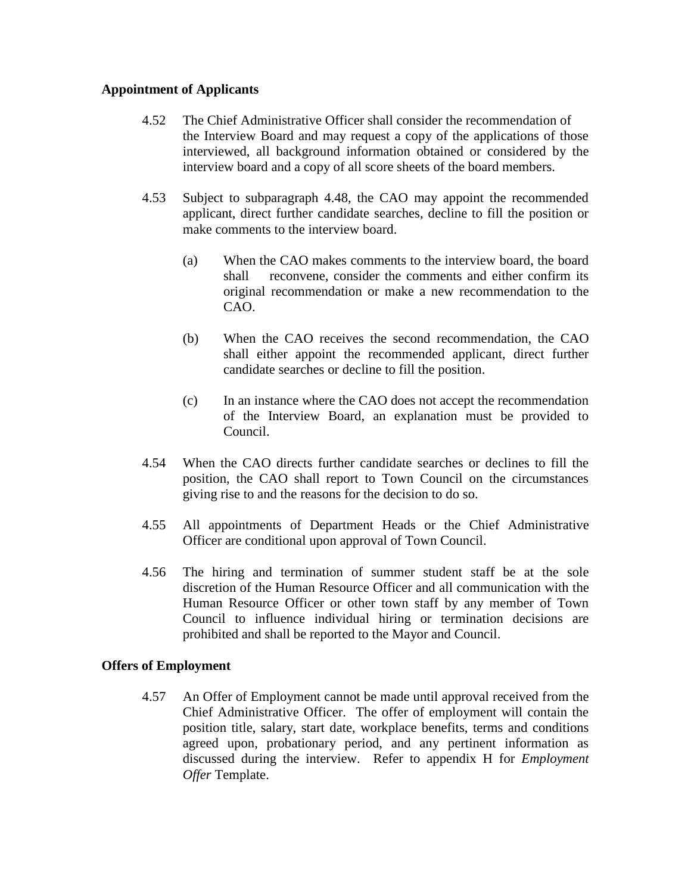**Appointment of Applicants**

4.52 The Chief Administrative Officer shall consider the recommendation of the Interview Board and may request a copy of the applications of those interviewed, all background information obtained or considered by the interview board and a copy of all score sheets of the board members.

4.53 Subject to subparagraph 4.48, the CAO may appoint the recommended applicant, direct further candidate searches, decline to fill the position or make comments to the interview board.

(a) When the CAO makes comments to the interview board, the board shall reconvene, consider the comments and either confirm its original recommendation or make a new recommendation to the CAO.

(b) When the CAO receives the second recommendation, the CAO shall either appoint the recommended applicant, direct further candidate searches or decline to fill the position.

(c) In an instance where the CAO does not accept the recommendation of the Interview Board, an explanation must be provided to Council.

4.54 When the CAO directs further candidate searches or declines to fill the position, the CAO shall report to Town Council on the circumstances giving rise to and the reasons for the decision to do so.

4.55 All appointments of Department Heads or the Chief Administrative Officer are conditional upon approval of Town Council.

4.56 The hiring and termination of summer student staff be at the sole discretion of the Human Resource Officer and all communication with the Human Resource Officer or other town staff by any member of Town Council to influence individual hiring or termination decisions are prohibited and shall be reported to the Mayor and Council.

**Offers of Employment**

4.57 An Offer of Employment cannot be made until approval received from the Chief Administrative Officer. The offer of employment will contain the position title, salary, start date, workplace benefits, terms and conditions agreed upon, probationary period, and any pertinent information as discussed during the interview. Refer to appendix H for *Employment Offer* Template.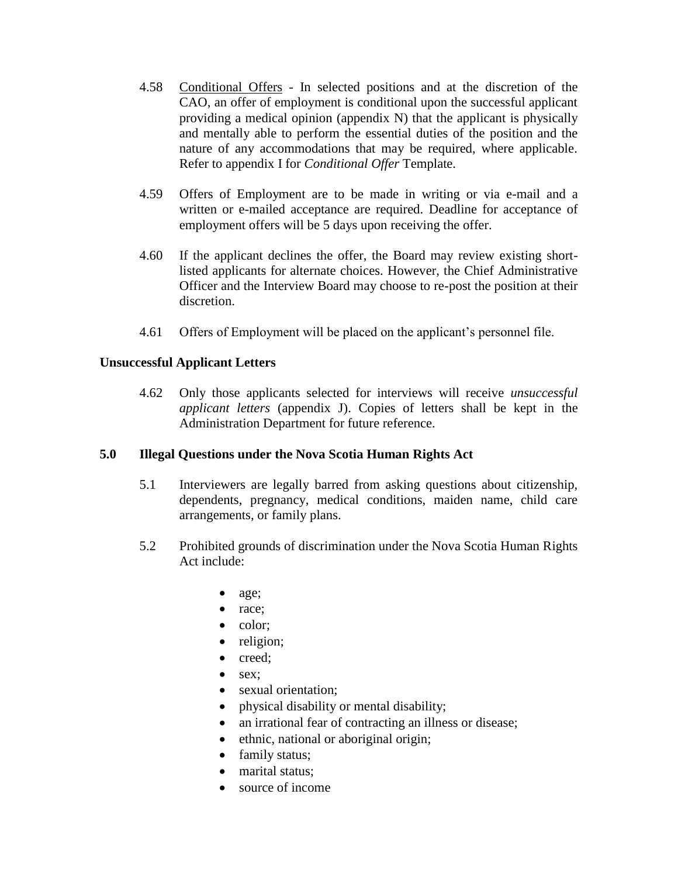4.58 Conditional Offers - In selected positions and at the discretion of the CAO, an offer of employment is conditional upon the successful applicant providing a medical opinion (appendix N) that the applicant is physically and mentally able to perform the essential duties of the position and the nature of any accommodations that may be required, where applicable. Refer to appendix I for *Conditional Offer* Template.

4.59 Offers of Employment are to be made in writing or via e-mail and a written or e-mailed acceptance are required. Deadline for acceptance of employment offers will be 5 days upon receiving the offer.

4.60 If the applicant declines the offer, the Board may review existing short-listed applicants for alternate choices. However, the Chief Administrative Officer and the Interview Board may choose to re-post the position at their discretion.

4.61 Offers of Employment will be placed on the applicant's personnel file.

**Unsuccessful Applicant Letters**

4.62 Only those applicants selected for interviews will receive *unsuccessful applicant letters* (appendix J). Copies of letters shall be kept in the Administration Department for future reference.

## 5.0 Illegal Questions under the Nova Scotia Human Rights Act

5.1 Interviewers are legally barred from asking questions about citizenship, dependents, pregnancy, medical conditions, maiden name, child care arrangements, or family plans.

5.2 Prohibited grounds of discrimination under the Nova Scotia Human Rights Act include:

- age;
- race;
- color;
- religion;
- creed;
- sex;
- sexual orientation;
- physical disability or mental disability;
- an irrational fear of contracting an illness or disease;
- ethnic, national or aboriginal origin;
- family status;
- marital status;
- source of income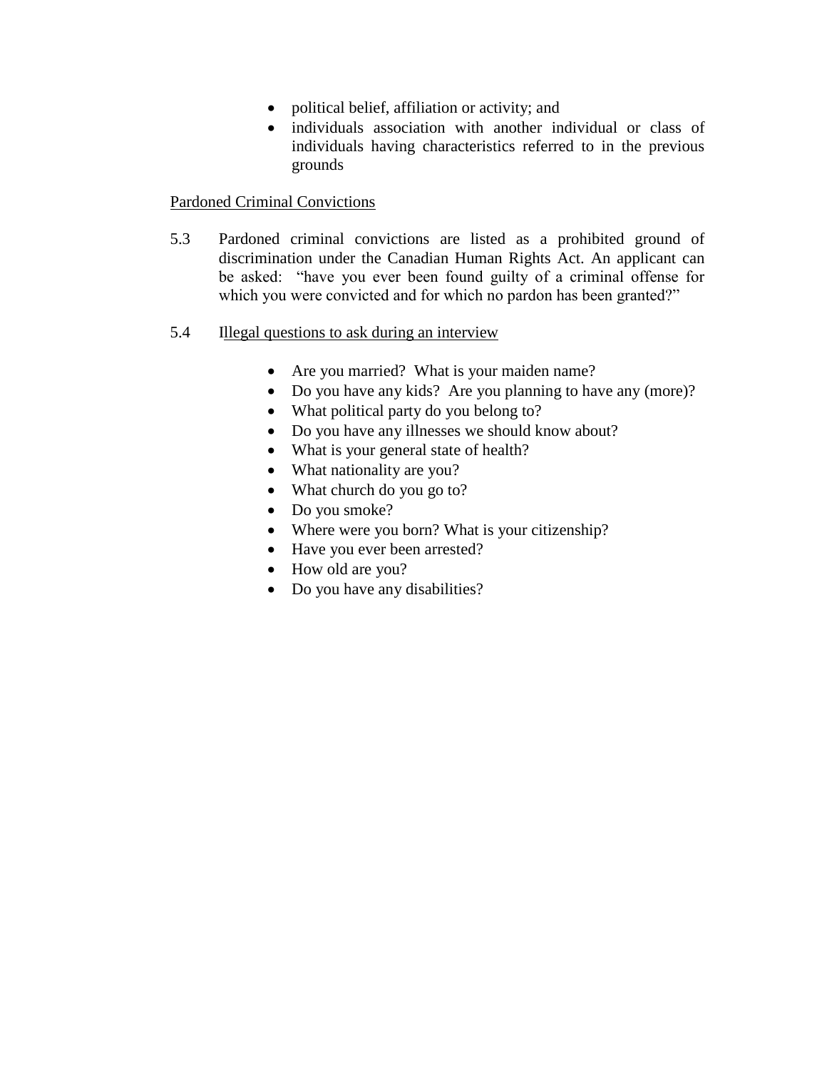- political belief, affiliation or activity; and
- individuals association with another individual or class of individuals having characteristics referred to in the previous grounds

Pardoned Criminal Convictions

5.3 Pardoned criminal convictions are listed as a prohibited ground of discrimination under the Canadian Human Rights Act. An applicant can be asked: "have you ever been found guilty of a criminal offense for which you were convicted and for which no pardon has been granted?"

5.4 Illegal questions to ask during an interview

- Are you married? What is your maiden name?
- Do you have any kids? Are you planning to have any (more)?
- What political party do you belong to?
- Do you have any illnesses we should know about?
- What is your general state of health?
- What nationality are you?
- What church do you go to?
- Do you smoke?
- Where were you born? What is your citizenship?
- Have you ever been arrested?
- How old are you?
- Do you have any disabilities?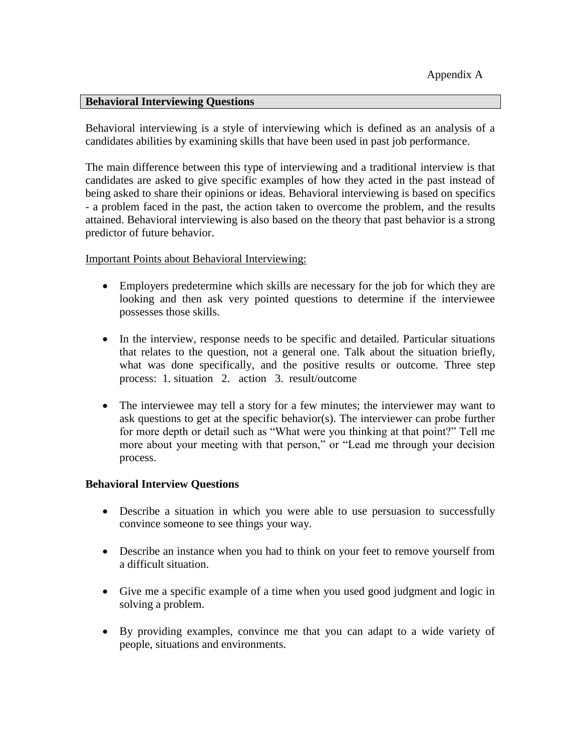Appendix A

## Behavioral Interviewing Questions

Behavioral interviewing is a style of interviewing which is defined as an analysis of a candidates abilities by examining skills that have been used in past job performance.

The main difference between this type of interviewing and a traditional interview is that candidates are asked to give specific examples of how they acted in the past instead of being asked to share their opinions or ideas. Behavioral interviewing is based on specifics - a problem faced in the past, the action taken to overcome the problem, and the results attained. Behavioral interviewing is also based on the theory that past behavior is a strong predictor of future behavior.

<u>Important Points about Behavioral Interviewing:</u>

- Employers predetermine which skills are necessary for the job for which they are looking and then ask very pointed questions to determine if the interviewee possesses those skills.
- In the interview, response needs to be specific and detailed. Particular situations that relates to the question, not a general one. Talk about the situation briefly, what was done specifically, and the positive results or outcome. Three step process: 1. situation 2. action 3. result/outcome
- The interviewee may tell a story for a few minutes; the interviewer may want to ask questions to get at the specific behavior(s). The interviewer can probe further for more depth or detail such as "What were you thinking at that point?" Tell me more about your meeting with that person," or "Lead me through your decision process.

### Behavioral Interview Questions

- Describe a situation in which you were able to use persuasion to successfully convince someone to see things your way.
- Describe an instance when you had to think on your feet to remove yourself from a difficult situation.
- Give me a specific example of a time when you used good judgment and logic in solving a problem.
- By providing examples, convince me that you can adapt to a wide variety of people, situations and environments.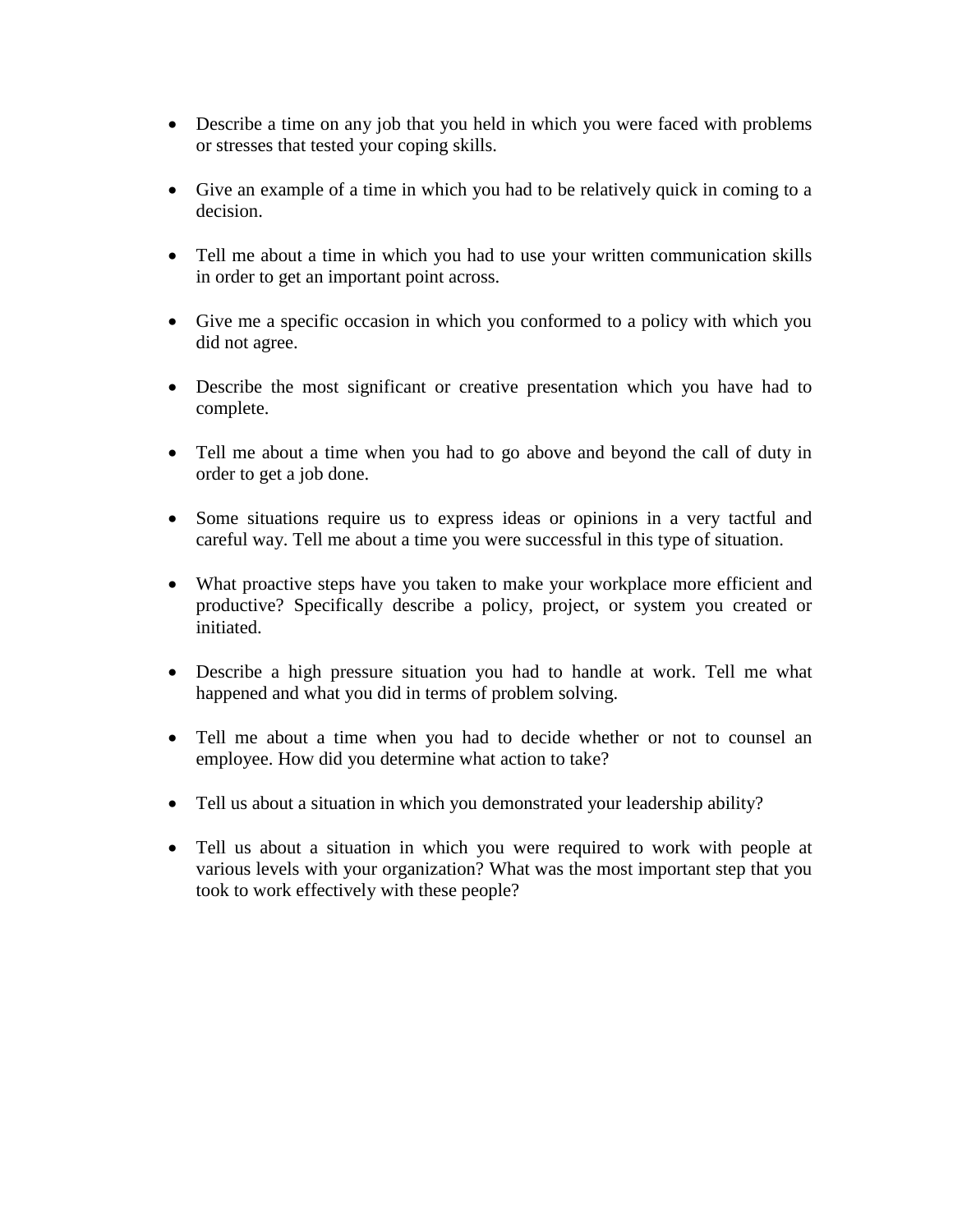- Describe a time on any job that you held in which you were faced with problems or stresses that tested your coping skills.

- Give an example of a time in which you had to be relatively quick in coming to a decision.

- Tell me about a time in which you had to use your written communication skills in order to get an important point across.

- Give me a specific occasion in which you conformed to a policy with which you did not agree.

- Describe the most significant or creative presentation which you have had to complete.

- Tell me about a time when you had to go above and beyond the call of duty in order to get a job done.

- Some situations require us to express ideas or opinions in a very tactful and careful way. Tell me about a time you were successful in this type of situation.

- What proactive steps have you taken to make your workplace more efficient and productive? Specifically describe a policy, project, or system you created or initiated.

- Describe a high pressure situation you had to handle at work. Tell me what happened and what you did in terms of problem solving.

- Tell me about a time when you had to decide whether or not to counsel an employee. How did you determine what action to take?

- Tell us about a situation in which you demonstrated your leadership ability?

- Tell us about a situation in which you were required to work with people at various levels with your organization? What was the most important step that you took to work effectively with these people?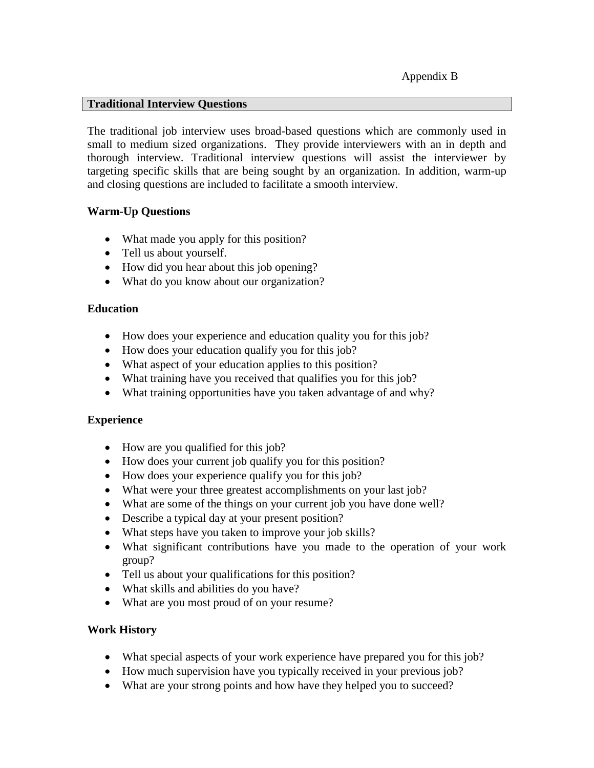Appendix B

## Traditional Interview Questions

The traditional job interview uses broad-based questions which are commonly used in small to medium sized organizations. They provide interviewers with an in depth and thorough interview. Traditional interview questions will assist the interviewer by targeting specific skills that are being sought by an organization. In addition, warm-up and closing questions are included to facilitate a smooth interview.

### Warm-Up Questions

- What made you apply for this position?
- Tell us about yourself.
- How did you hear about this job opening?
- What do you know about our organization?

### Education

- How does your experience and education quality you for this job?
- How does your education qualify you for this job?
- What aspect of your education applies to this position?
- What training have you received that qualifies you for this job?
- What training opportunities have you taken advantage of and why?

### Experience

- How are you qualified for this job?
- How does your current job qualify you for this position?
- How does your experience qualify you for this job?
- What were your three greatest accomplishments on your last job?
- What are some of the things on your current job you have done well?
- Describe a typical day at your present position?
- What steps have you taken to improve your job skills?
- What significant contributions have you made to the operation of your work group?
- Tell us about your qualifications for this position?
- What skills and abilities do you have?
- What are you most proud of on your resume?

### Work History

- What special aspects of your work experience have prepared you for this job?
- How much supervision have you typically received in your previous job?
- What are your strong points and how have they helped you to succeed?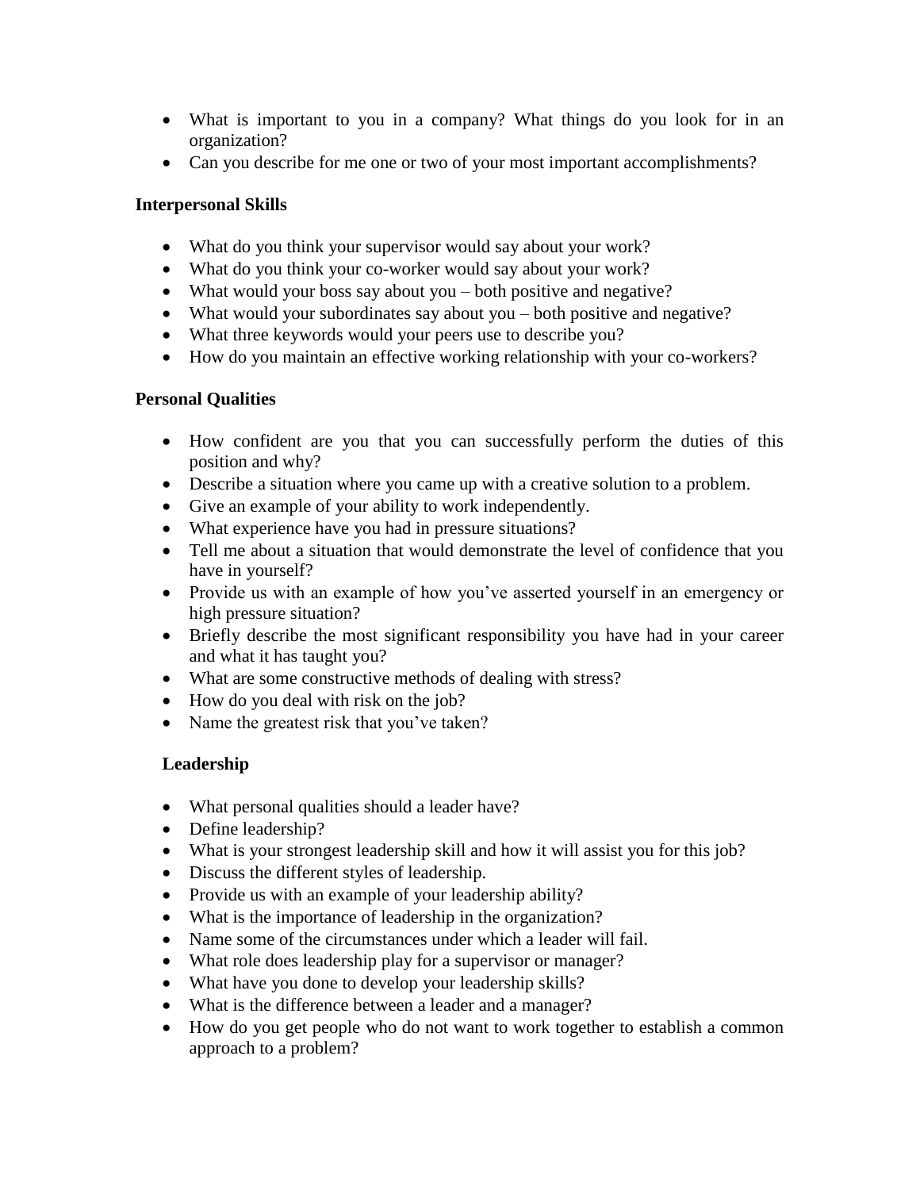- What is important to you in a company? What things do you look for in an organization?
- Can you describe for me one or two of your most important accomplishments?

**Interpersonal Skills**

- What do you think your supervisor would say about your work?
- What do you think your co-worker would say about your work?
- What would your boss say about you – both positive and negative?
- What would your subordinates say about you – both positive and negative?
- What three keywords would your peers use to describe you?
- How do you maintain an effective working relationship with your co-workers?

**Personal Qualities**

- How confident are you that you can successfully perform the duties of this position and why?
- Describe a situation where you came up with a creative solution to a problem.
- Give an example of your ability to work independently.
- What experience have you had in pressure situations?
- Tell me about a situation that would demonstrate the level of confidence that you have in yourself?
- Provide us with an example of how you've asserted yourself in an emergency or high pressure situation?
- Briefly describe the most significant responsibility you have had in your career and what it has taught you?
- What are some constructive methods of dealing with stress?
- How do you deal with risk on the job?
- Name the greatest risk that you've taken?

**Leadership**

- What personal qualities should a leader have?
- Define leadership?
- What is your strongest leadership skill and how it will assist you for this job?
- Discuss the different styles of leadership.
- Provide us with an example of your leadership ability?
- What is the importance of leadership in the organization?
- Name some of the circumstances under which a leader will fail.
- What role does leadership play for a supervisor or manager?
- What have you done to develop your leadership skills?
- What is the difference between a leader and a manager?
- How do you get people who do not want to work together to establish a common approach to a problem?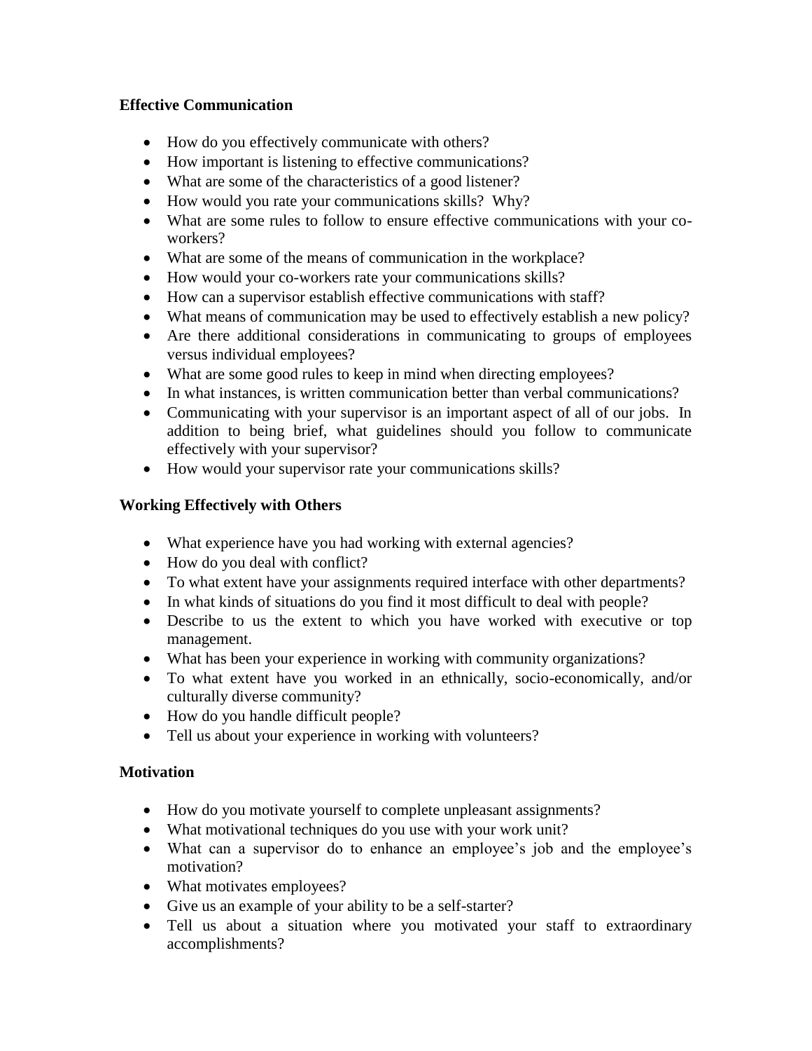**Effective Communication**

- How do you effectively communicate with others?
- How important is listening to effective communications?
- What are some of the characteristics of a good listener?
- How would you rate your communications skills? Why?
- What are some rules to follow to ensure effective communications with your co-workers?
- What are some of the means of communication in the workplace?
- How would your co-workers rate your communications skills?
- How can a supervisor establish effective communications with staff?
- What means of communication may be used to effectively establish a new policy?
- Are there additional considerations in communicating to groups of employees versus individual employees?
- What are some good rules to keep in mind when directing employees?
- In what instances, is written communication better than verbal communications?
- Communicating with your supervisor is an important aspect of all of our jobs. In addition to being brief, what guidelines should you follow to communicate effectively with your supervisor?
- How would your supervisor rate your communications skills?

**Working Effectively with Others**

- What experience have you had working with external agencies?
- How do you deal with conflict?
- To what extent have your assignments required interface with other departments?
- In what kinds of situations do you find it most difficult to deal with people?
- Describe to us the extent to which you have worked with executive or top management.
- What has been your experience in working with community organizations?
- To what extent have you worked in an ethnically, socio-economically, and/or culturally diverse community?
- How do you handle difficult people?
- Tell us about your experience in working with volunteers?

**Motivation**

- How do you motivate yourself to complete unpleasant assignments?
- What motivational techniques do you use with your work unit?
- What can a supervisor do to enhance an employee's job and the employee's motivation?
- What motivates employees?
- Give us an example of your ability to be a self-starter?
- Tell us about a situation where you motivated your staff to extraordinary accomplishments?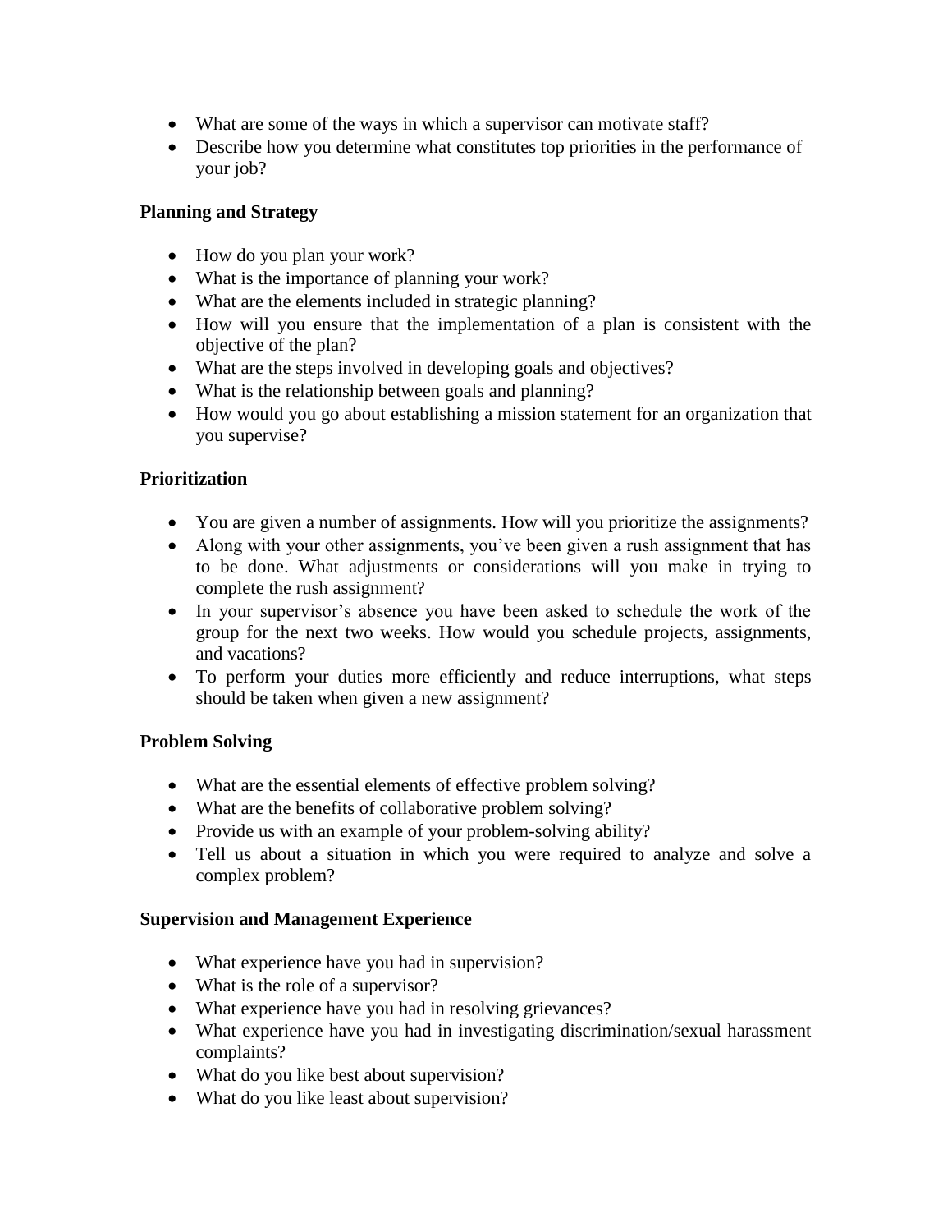- What are some of the ways in which a supervisor can motivate staff?
- Describe how you determine what constitutes top priorities in the performance of your job?

**Planning and Strategy**

- How do you plan your work?
- What is the importance of planning your work?
- What are the elements included in strategic planning?
- How will you ensure that the implementation of a plan is consistent with the objective of the plan?
- What are the steps involved in developing goals and objectives?
- What is the relationship between goals and planning?
- How would you go about establishing a mission statement for an organization that you supervise?

**Prioritization**

- You are given a number of assignments. How will you prioritize the assignments?
- Along with your other assignments, you've been given a rush assignment that has to be done. What adjustments or considerations will you make in trying to complete the rush assignment?
- In your supervisor's absence you have been asked to schedule the work of the group for the next two weeks. How would you schedule projects, assignments, and vacations?
- To perform your duties more efficiently and reduce interruptions, what steps should be taken when given a new assignment?

**Problem Solving**

- What are the essential elements of effective problem solving?
- What are the benefits of collaborative problem solving?
- Provide us with an example of your problem-solving ability?
- Tell us about a situation in which you were required to analyze and solve a complex problem?

**Supervision and Management Experience**

- What experience have you had in supervision?
- What is the role of a supervisor?
- What experience have you had in resolving grievances?
- What experience have you had in investigating discrimination/sexual harassment complaints?
- What do you like best about supervision?
- What do you like least about supervision?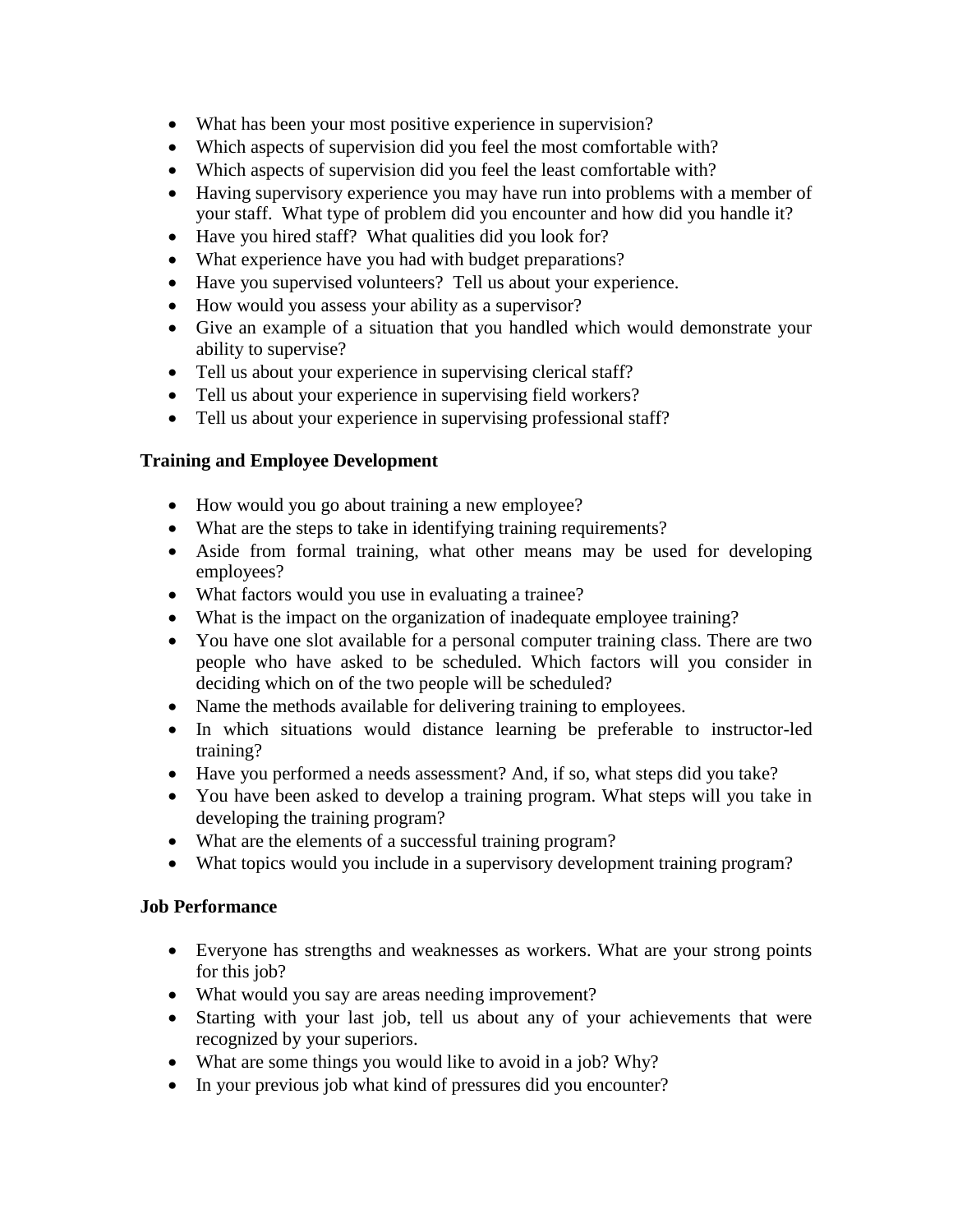- What has been your most positive experience in supervision?
- Which aspects of supervision did you feel the most comfortable with?
- Which aspects of supervision did you feel the least comfortable with?
- Having supervisory experience you may have run into problems with a member of your staff. What type of problem did you encounter and how did you handle it?
- Have you hired staff? What qualities did you look for?
- What experience have you had with budget preparations?
- Have you supervised volunteers? Tell us about your experience.
- How would you assess your ability as a supervisor?
- Give an example of a situation that you handled which would demonstrate your ability to supervise?
- Tell us about your experience in supervising clerical staff?
- Tell us about your experience in supervising field workers?
- Tell us about your experience in supervising professional staff?

**Training and Employee Development**

- How would you go about training a new employee?
- What are the steps to take in identifying training requirements?
- Aside from formal training, what other means may be used for developing employees?
- What factors would you use in evaluating a trainee?
- What is the impact on the organization of inadequate employee training?
- You have one slot available for a personal computer training class. There are two people who have asked to be scheduled. Which factors will you consider in deciding which on of the two people will be scheduled?
- Name the methods available for delivering training to employees.
- In which situations would distance learning be preferable to instructor-led training?
- Have you performed a needs assessment? And, if so, what steps did you take?
- You have been asked to develop a training program. What steps will you take in developing the training program?
- What are the elements of a successful training program?
- What topics would you include in a supervisory development training program?

**Job Performance**

- Everyone has strengths and weaknesses as workers. What are your strong points for this job?
- What would you say are areas needing improvement?
- Starting with your last job, tell us about any of your achievements that were recognized by your superiors.
- What are some things you would like to avoid in a job? Why?
- In your previous job what kind of pressures did you encounter?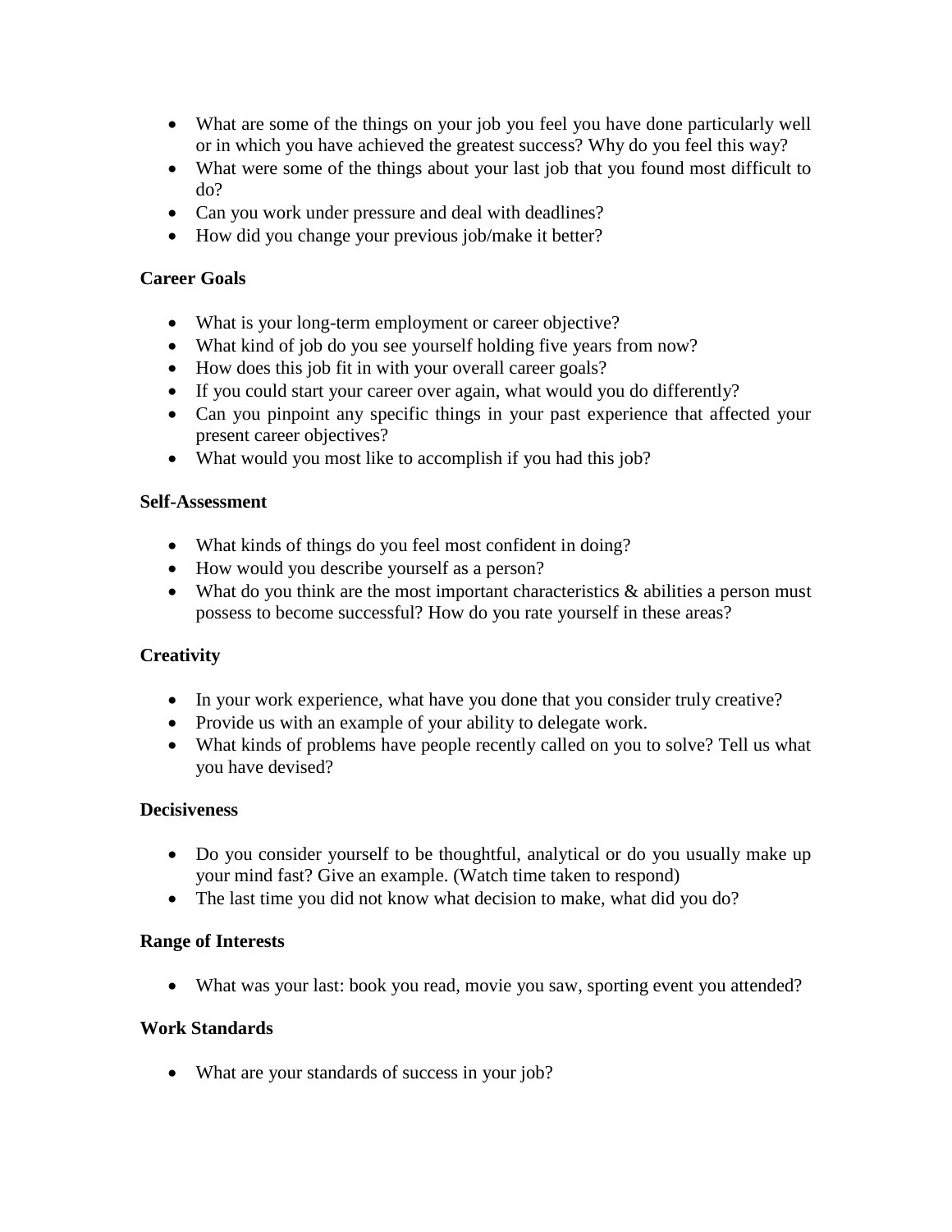- What are some of the things on your job you feel you have done particularly well or in which you have achieved the greatest success? Why do you feel this way?
- What were some of the things about your last job that you found most difficult to do?
- Can you work under pressure and deal with deadlines?
- How did you change your previous job/make it better?

**Career Goals**

- What is your long-term employment or career objective?
- What kind of job do you see yourself holding five years from now?
- How does this job fit in with your overall career goals?
- If you could start your career over again, what would you do differently?
- Can you pinpoint any specific things in your past experience that affected your present career objectives?
- What would you most like to accomplish if you had this job?

**Self-Assessment**

- What kinds of things do you feel most confident in doing?
- How would you describe yourself as a person?
- What do you think are the most important characteristics & abilities a person must possess to become successful? How do you rate yourself in these areas?

**Creativity**

- In your work experience, what have you done that you consider truly creative?
- Provide us with an example of your ability to delegate work.
- What kinds of problems have people recently called on you to solve? Tell us what you have devised?

**Decisiveness**

- Do you consider yourself to be thoughtful, analytical or do you usually make up your mind fast? Give an example. (Watch time taken to respond)
- The last time you did not know what decision to make, what did you do?

**Range of Interests**

- What was your last: book you read, movie you saw, sporting event you attended?

**Work Standards**

- What are your standards of success in your job?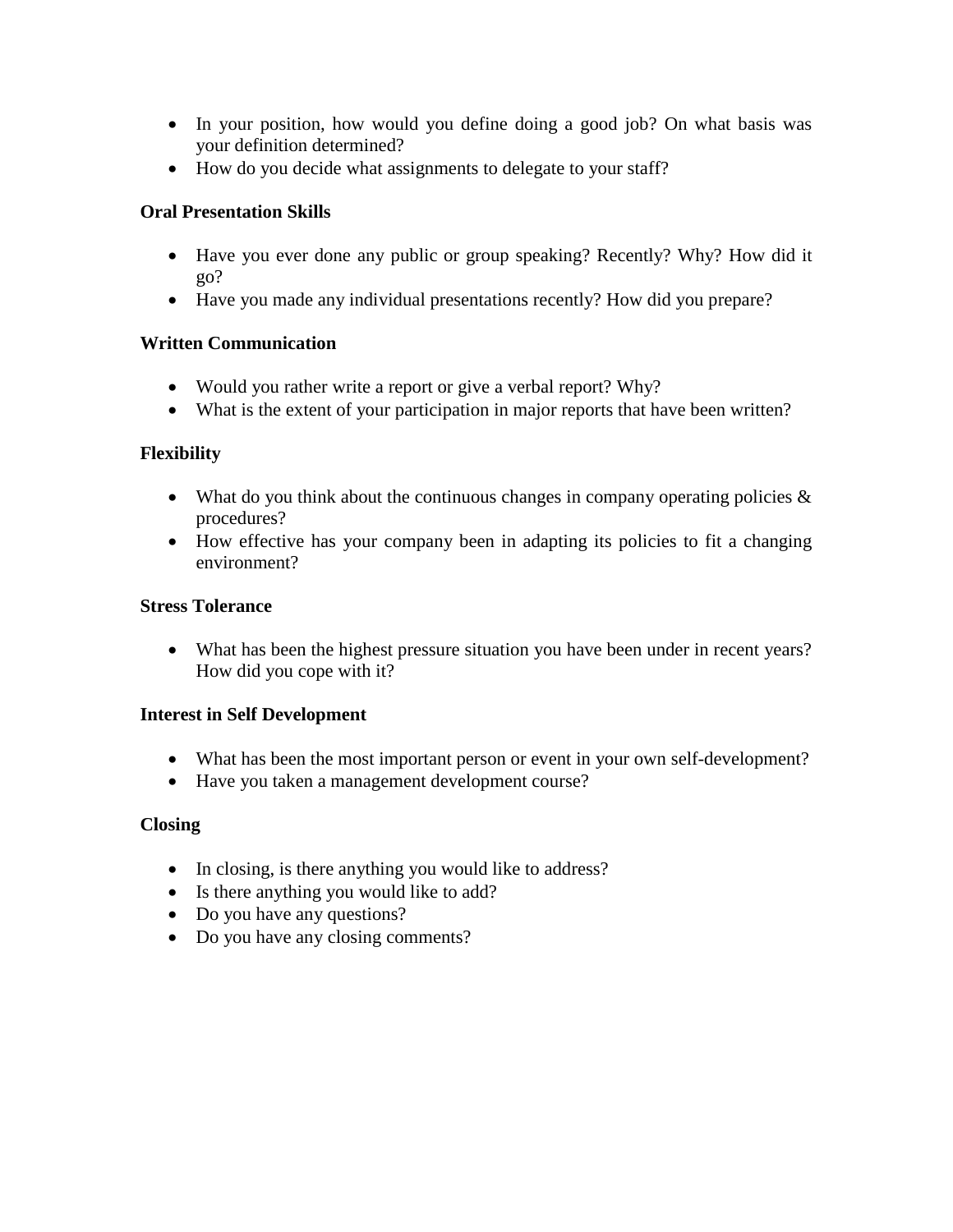- In your position, how would you define doing a good job? On what basis was your definition determined?
- How do you decide what assignments to delegate to your staff?

**Oral Presentation Skills**

- Have you ever done any public or group speaking? Recently? Why? How did it go?
- Have you made any individual presentations recently? How did you prepare?

**Written Communication**

- Would you rather write a report or give a verbal report? Why?
- What is the extent of your participation in major reports that have been written?

**Flexibility**

- What do you think about the continuous changes in company operating policies & procedures?
- How effective has your company been in adapting its policies to fit a changing environment?

**Stress Tolerance**

- What has been the highest pressure situation you have been under in recent years? How did you cope with it?

**Interest in Self Development**

- What has been the most important person or event in your own self-development?
- Have you taken a management development course?

**Closing**

- In closing, is there anything you would like to address?
- Is there anything you would like to add?
- Do you have any questions?
- Do you have any closing comments?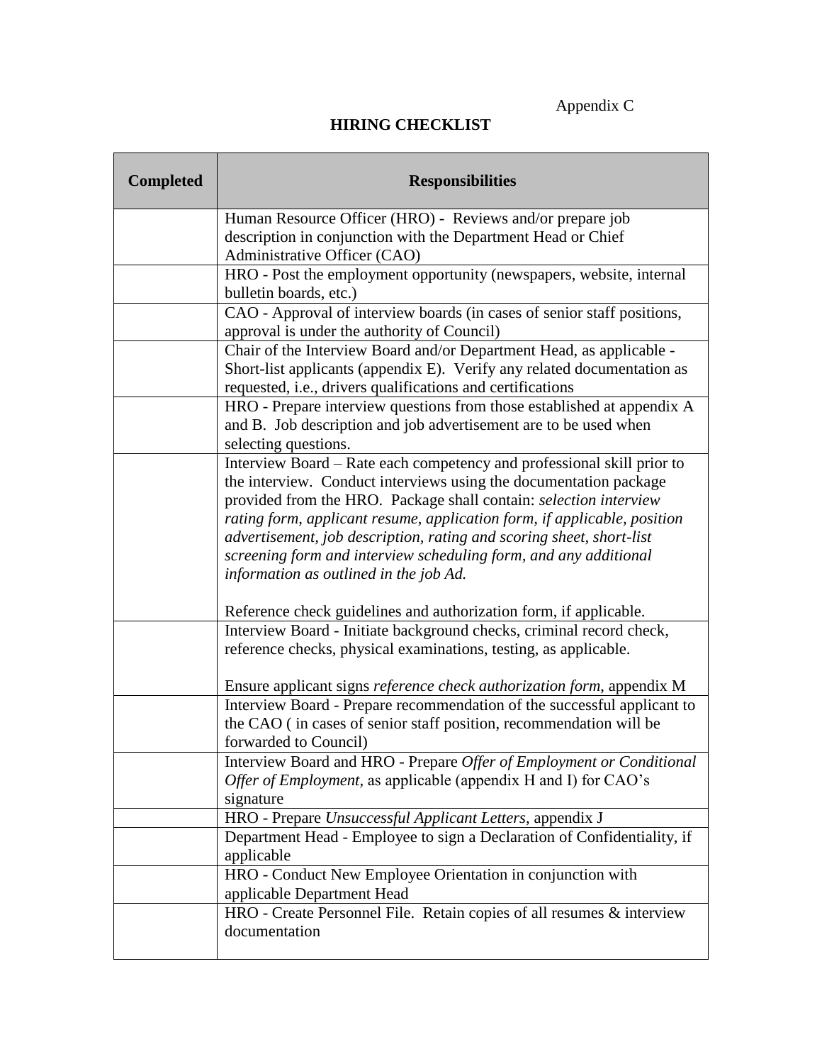Appendix C

# HIRING CHECKLIST

| **Completed** | **Responsibilities** |
|---|---|
| | Human Resource Officer (HRO) - Reviews and/or prepare job description in conjunction with the Department Head or Chief Administrative Officer (CAO) |
| | HRO - Post the employment opportunity (newspapers, website, internal bulletin boards, etc.) |
| | CAO - Approval of interview boards (in cases of senior staff positions, approval is under the authority of Council) |
| | Chair of the Interview Board and/or Department Head, as applicable - Short-list applicants (appendix E). Verify any related documentation as requested, i.e., drivers qualifications and certifications |
| | HRO - Prepare interview questions from those established at appendix A and B. Job description and job advertisement are to be used when selecting questions. |
| | Interview Board – Rate each competency and professional skill prior to the interview. Conduct interviews using the documentation package provided from the HRO. Package shall contain: *selection interview rating form, applicant resume, application form, if applicable, position advertisement, job description, rating and scoring sheet, short-list screening form and interview scheduling form, and any additional information as outlined in the job Ad.*<br><br>Reference check guidelines and authorization form, if applicable. |
| | Interview Board - Initiate background checks, criminal record check, reference checks, physical examinations, testing, as applicable.<br><br>Ensure applicant signs *reference check authorization form*, appendix M |
| | Interview Board - Prepare recommendation of the successful applicant to the CAO ( in cases of senior staff position, recommendation will be forwarded to Council) |
| | Interview Board and HRO - Prepare *Offer of Employment or Conditional Offer of Employment,* as applicable (appendix H and I) for CAO's signature |
| | HRO - Prepare *Unsuccessful Applicant Letters*, appendix J |
| | Department Head - Employee to sign a Declaration of Confidentiality, if applicable |
| | HRO - Conduct New Employee Orientation in conjunction with applicable Department Head |
| | HRO - Create Personnel File. Retain copies of all resumes & interview documentation |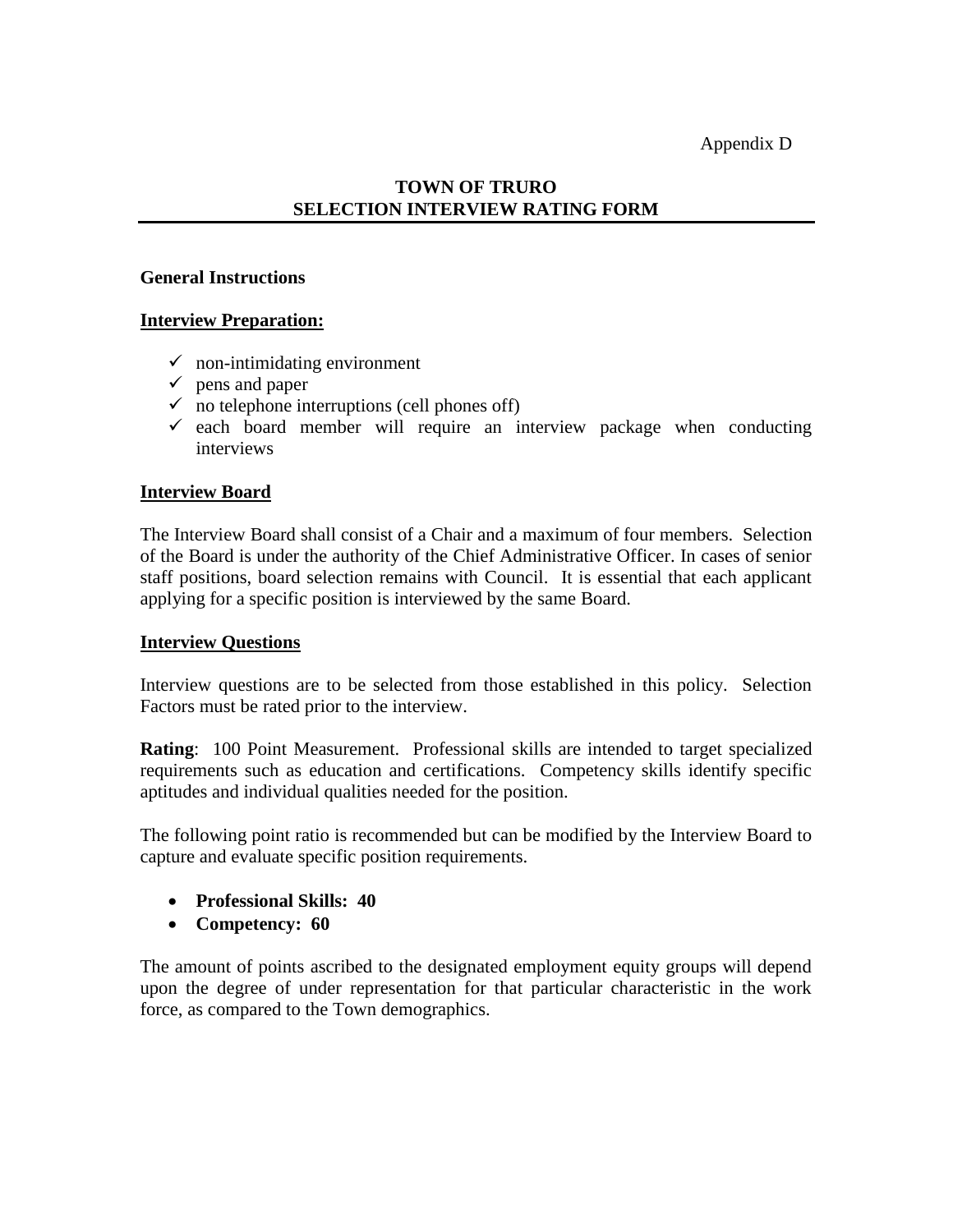Appendix D

# TOWN OF TRURO
# SELECTION INTERVIEW RATING FORM

**General Instructions**

**Interview Preparation:**

- ✓ non-intimidating environment
- ✓ pens and paper
- ✓ no telephone interruptions (cell phones off)
- ✓ each board member will require an interview package when conducting interviews

**Interview Board**

The Interview Board shall consist of a Chair and a maximum of four members. Selection of the Board is under the authority of the Chief Administrative Officer. In cases of senior staff positions, board selection remains with Council. It is essential that each applicant applying for a specific position is interviewed by the same Board.

**Interview Questions**

Interview questions are to be selected from those established in this policy. Selection Factors must be rated prior to the interview.

**Rating**: 100 Point Measurement. Professional skills are intended to target specialized requirements such as education and certifications. Competency skills identify specific aptitudes and individual qualities needed for the position.

The following point ratio is recommended but can be modified by the Interview Board to capture and evaluate specific position requirements.

- **Professional Skills: 40**
- **Competency: 60**

The amount of points ascribed to the designated employment equity groups will depend upon the degree of under representation for that particular characteristic in the work force, as compared to the Town demographics.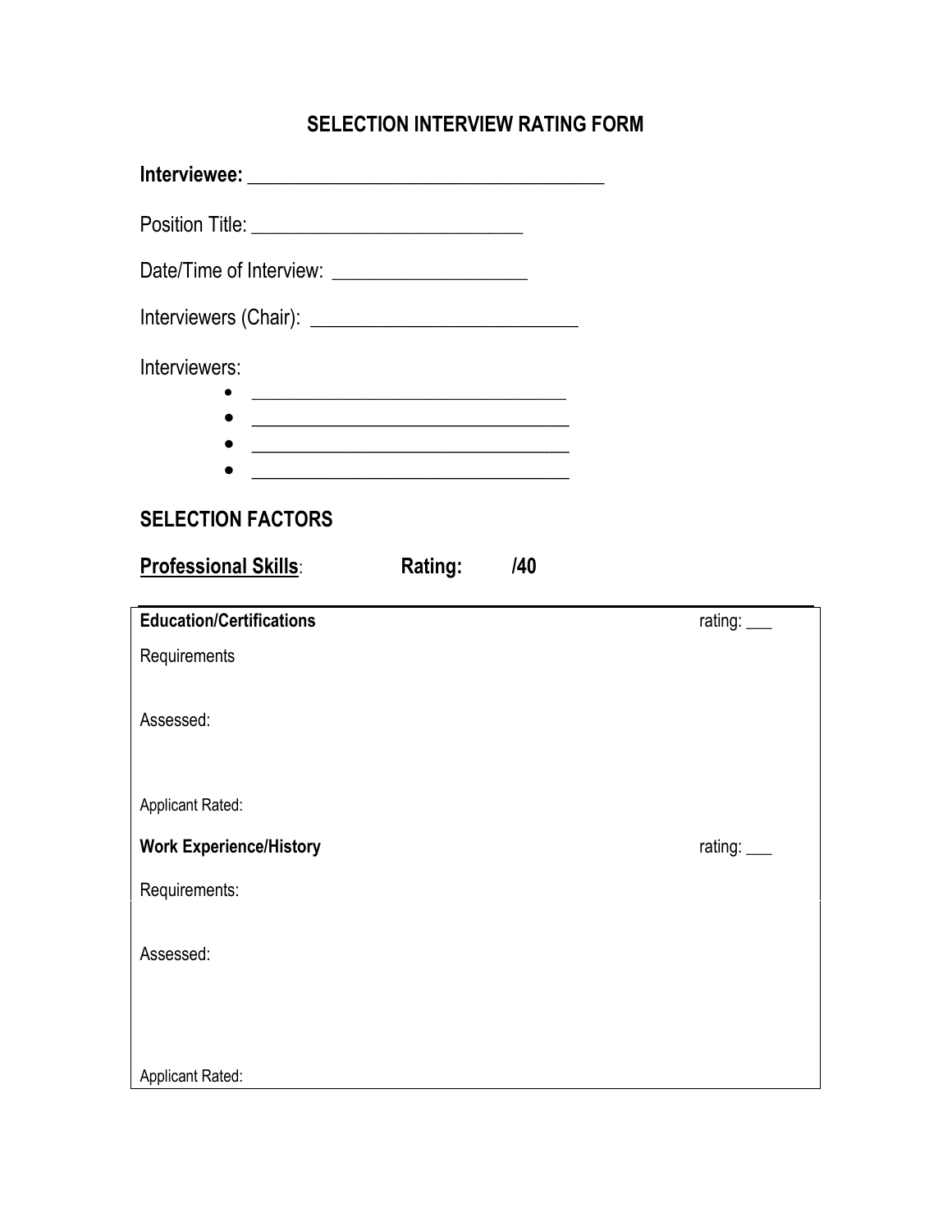## SELECTION INTERVIEW RATING FORM

**Interviewee:** ___________________________________

Position Title: ___________________________

Date/Time of Interview: ___________________

Interviewers (Chair): ___________________________

Interviewers:

- ________________________________
- ________________________________
- ________________________________
- ________________________________

## SELECTION FACTORS

**Professional Skills**: **Rating: /40**

---

**Education/Certifications** rating: ___

Requirements

Assessed:

Applicant Rated:

**Work Experience/History** rating: ___

Requirements:

Assessed:

Applicant Rated: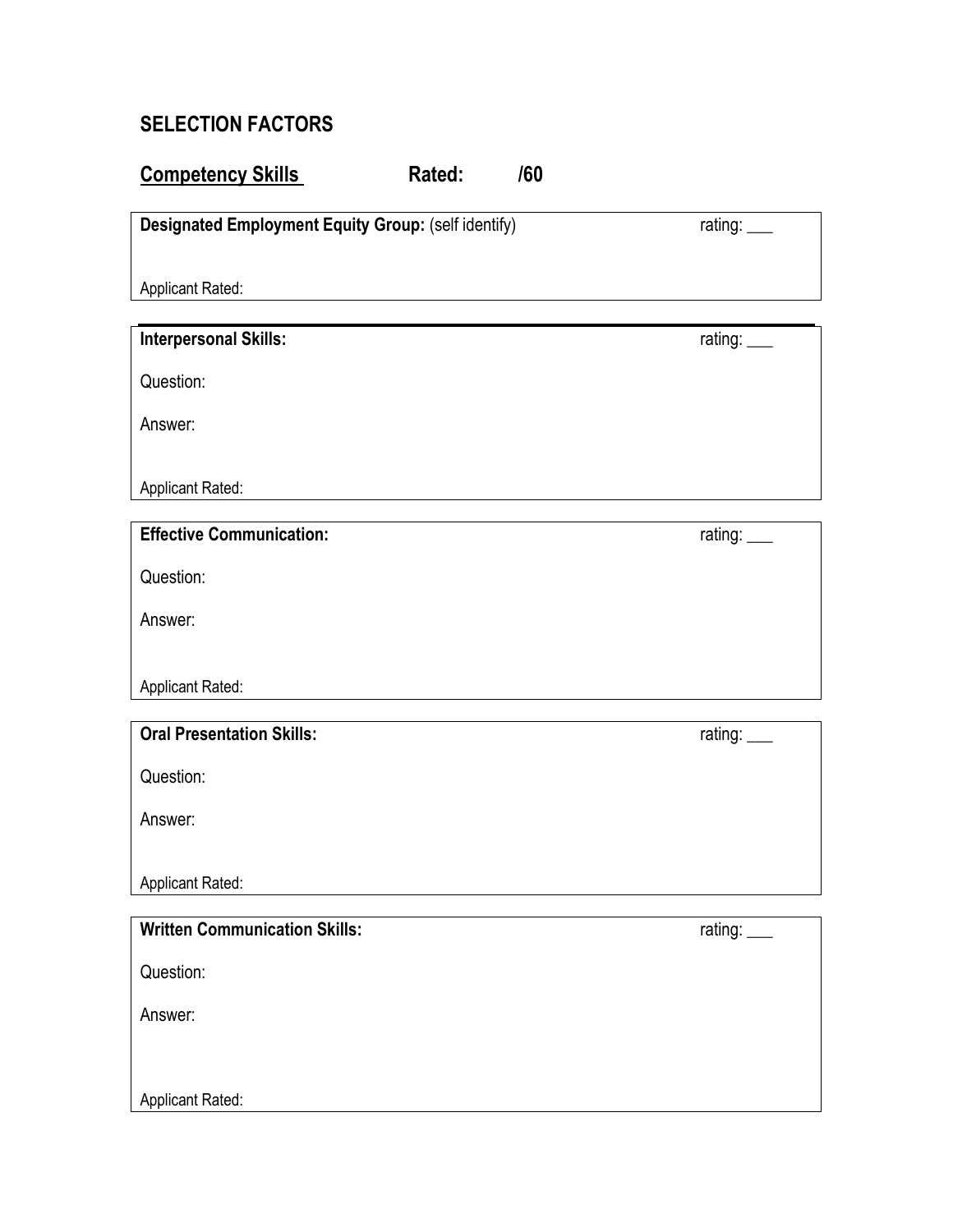## SELECTION FACTORS

**Competency Skills** **Rated: /60**

**Designated Employment Equity Group:** (self identify) rating: ___

Applicant Rated:

---

**Interpersonal Skills:** rating: ___

Question:

Answer:

Applicant Rated:

---

**Effective Communication:** rating: ___

Question:

Answer:

Applicant Rated:

---

**Oral Presentation Skills:** rating: ___

Question:

Answer:

Applicant Rated:

---

**Written Communication Skills:** rating: ___

Question:

Answer:

Applicant Rated: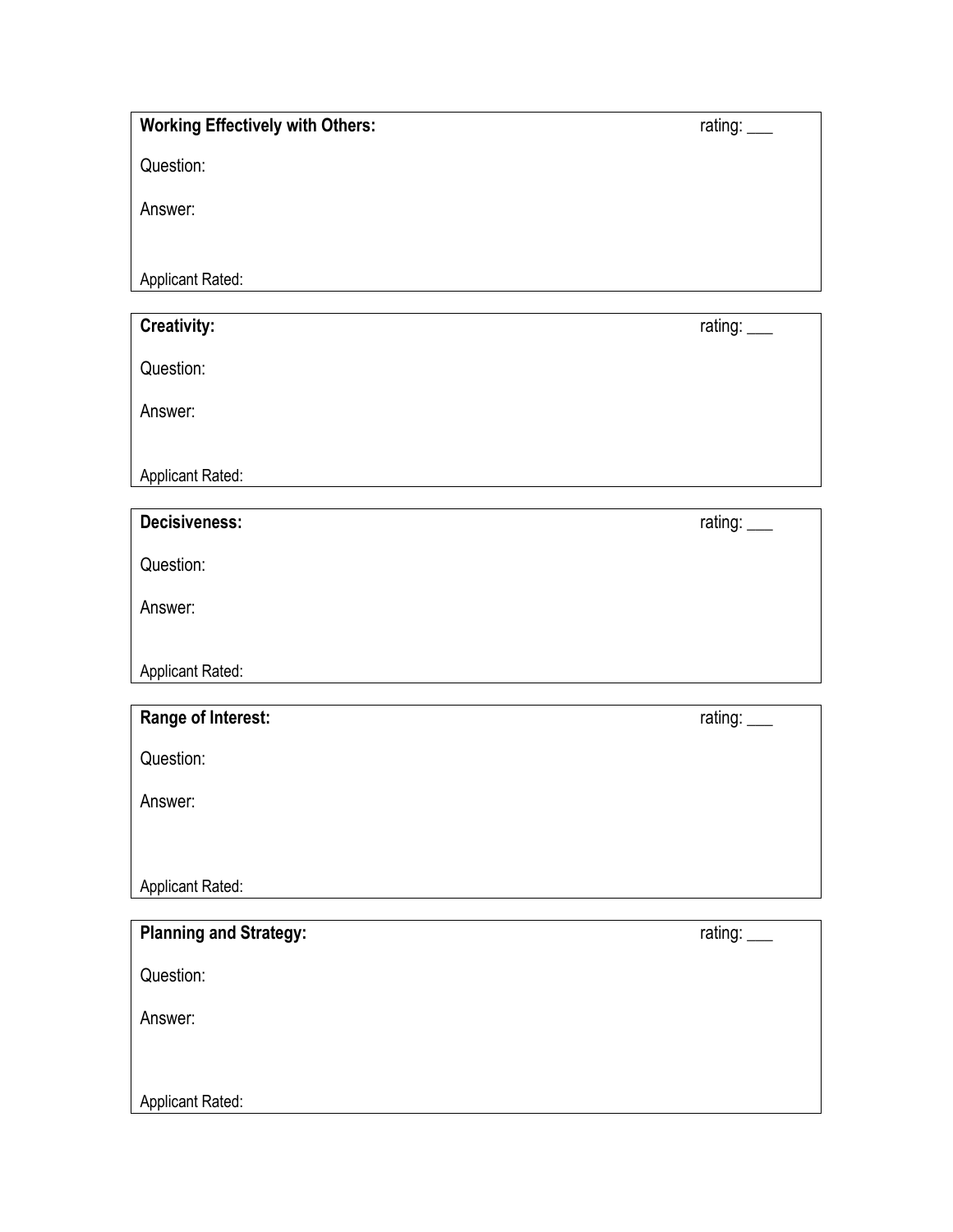**Working Effectively with Others:** rating: ___

Question:

Answer:

Applicant Rated:

---

**Creativity:** rating: ___

Question:

Answer:

Applicant Rated:

---

**Decisiveness:** rating: ___

Question:

Answer:

Applicant Rated:

---

**Range of Interest:** rating: ___

Question:

Answer:

Applicant Rated:

---

**Planning and Strategy:** rating: ___

Question:

Answer:

Applicant Rated: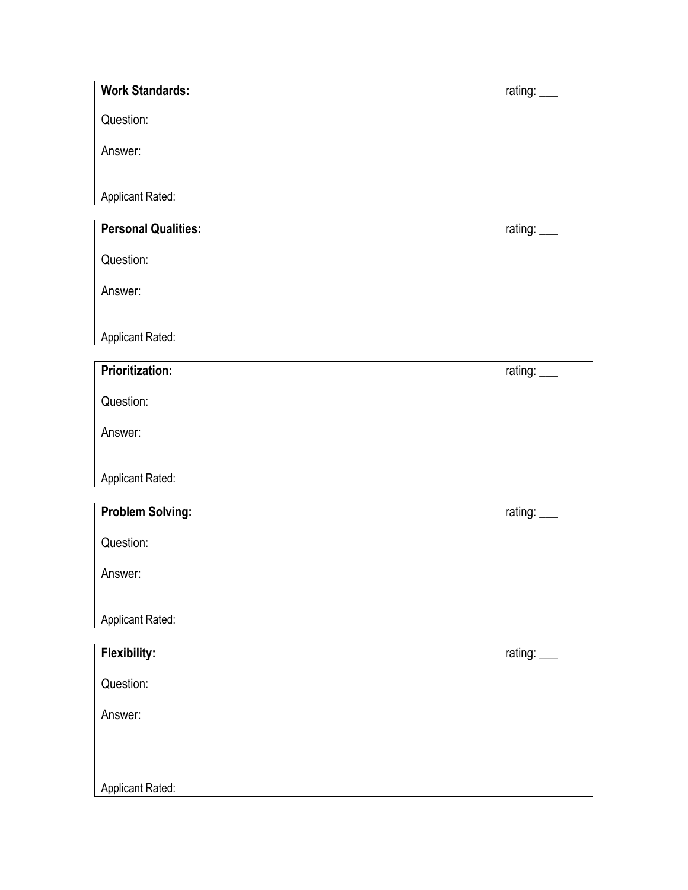**Work Standards:** rating: ___

Question:

Answer:

Applicant Rated:

---

**Personal Qualities:** rating: ___

Question:

Answer:

Applicant Rated:

---

**Prioritization:** rating: ___

Question:

Answer:

Applicant Rated:

---

**Problem Solving:** rating: ___

Question:

Answer:

Applicant Rated:

---

**Flexibility:** rating: ___

Question:

Answer:

Applicant Rated: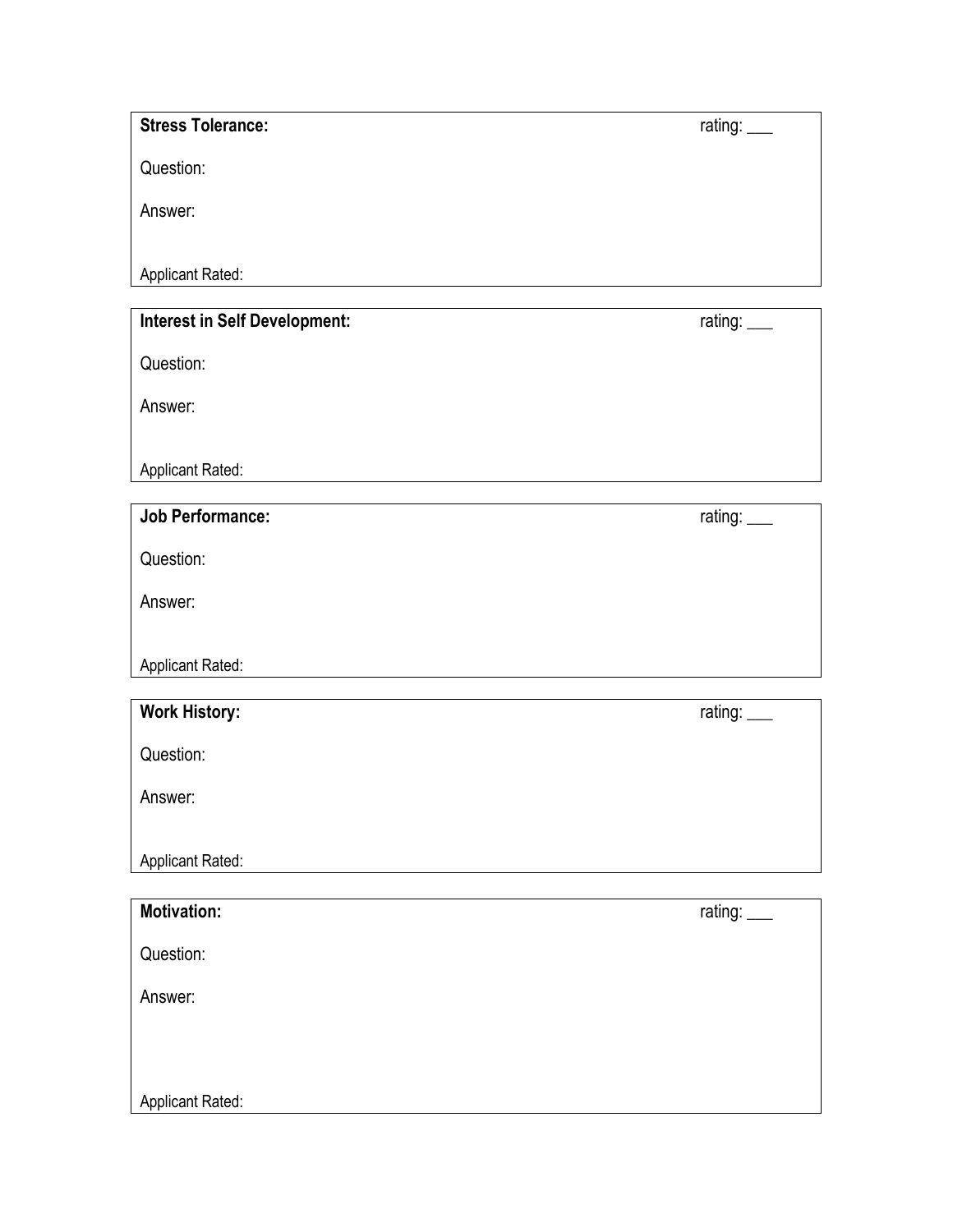**Stress Tolerance:** rating: ___

Question:

Answer:

Applicant Rated:

---

**Interest in Self Development:** rating: ___

Question:

Answer:

Applicant Rated:

---

**Job Performance:** rating: ___

Question:

Answer:

Applicant Rated:

---

**Work History:** rating: ___

Question:

Answer:

Applicant Rated:

---

**Motivation:** rating: ___

Question:

Answer:

Applicant Rated: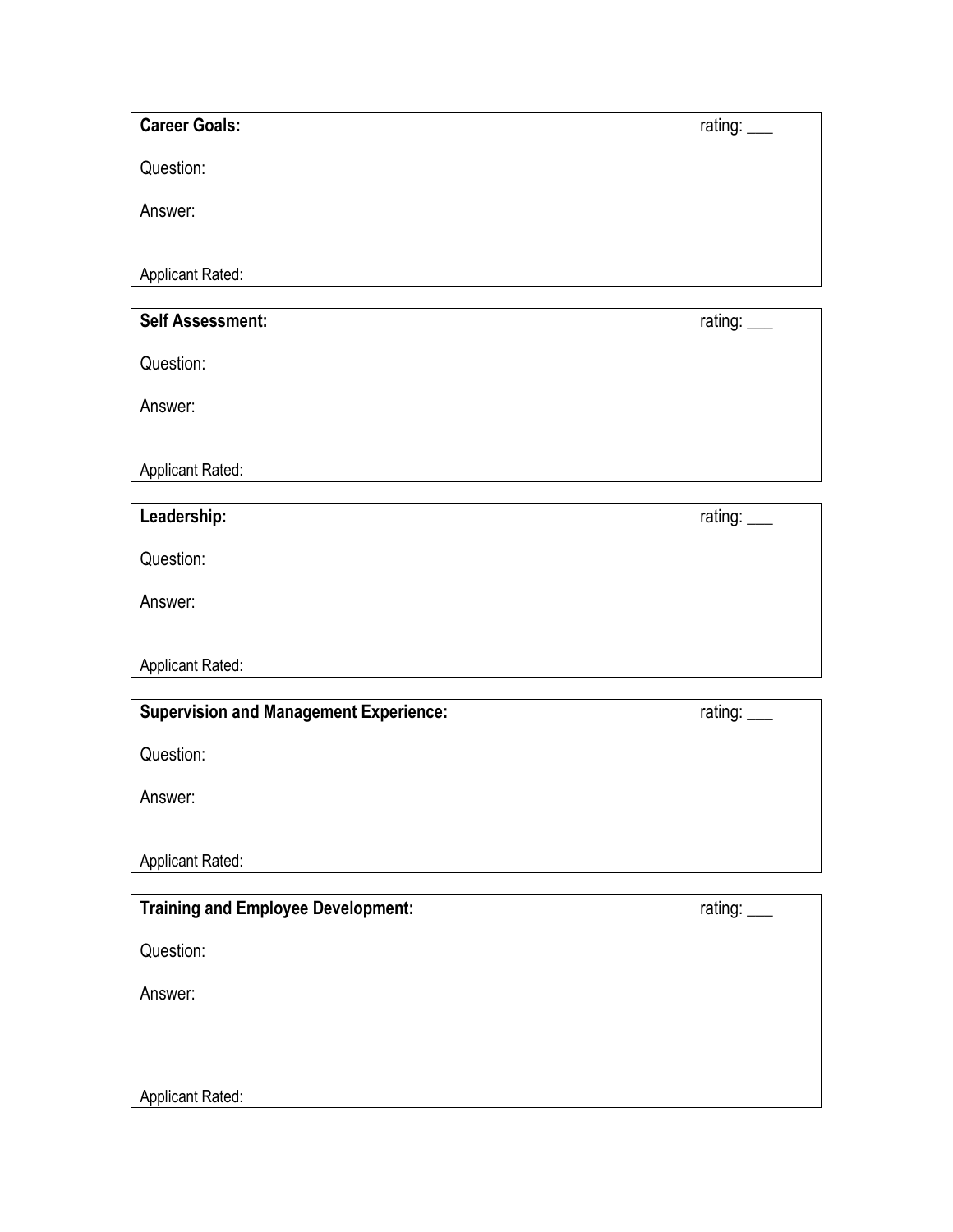**Career Goals:** rating: ___

Question:

Answer:

Applicant Rated:

---

**Self Assessment:** rating: ___

Question:

Answer:

Applicant Rated:

---

**Leadership:** rating: ___

Question:

Answer:

Applicant Rated:

---

**Supervision and Management Experience:** rating: ___

Question:

Answer:

Applicant Rated:

---

**Training and Employee Development:** rating: ___

Question:

Answer:

Applicant Rated: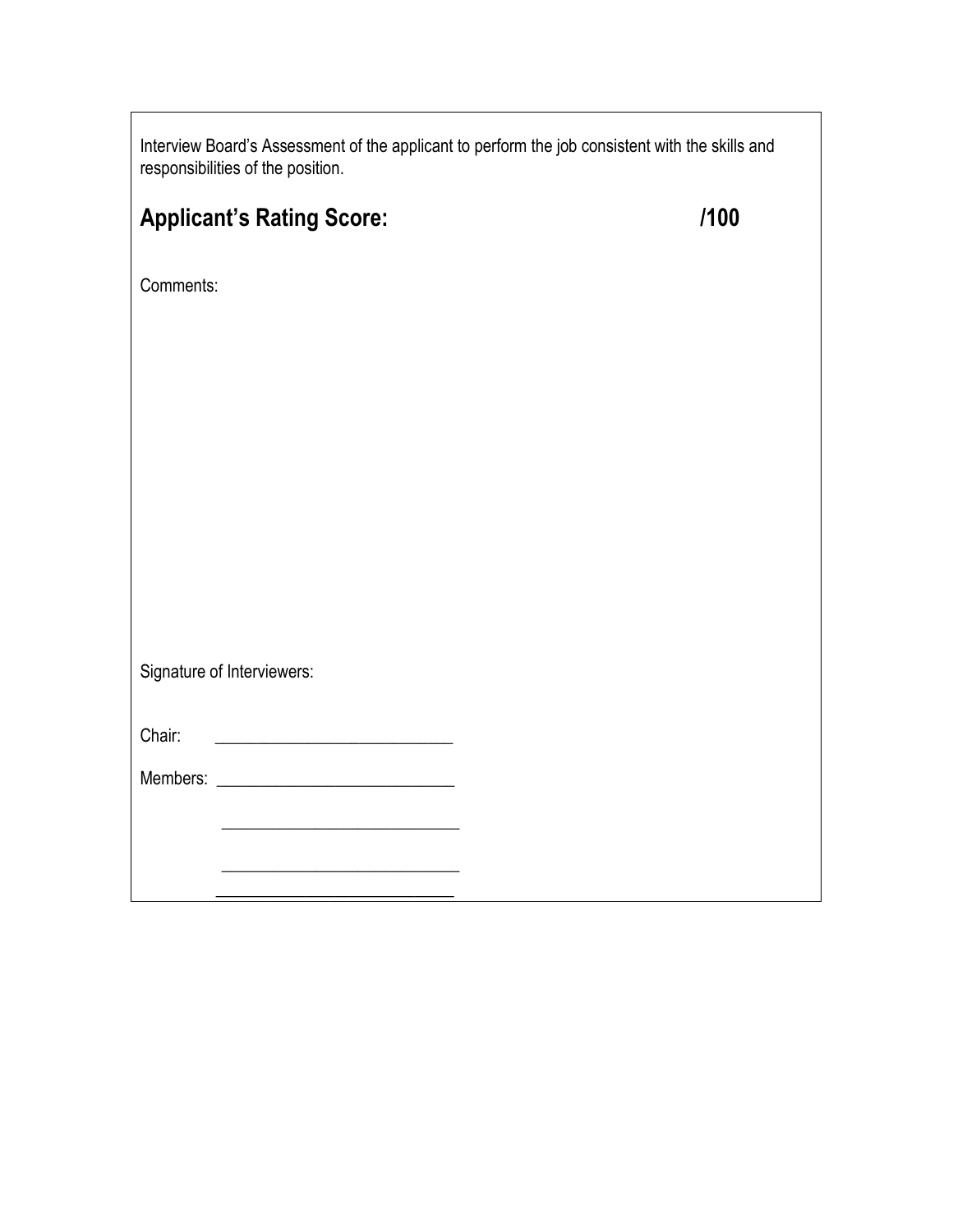Interview Board's Assessment of the applicant to perform the job consistent with the skills and responsibilities of the position.

**Applicant's Rating Score: /100**

Comments:

Signature of Interviewers:

Chair: ____________________________

Members: ____________________________

____________________________

____________________________

____________________________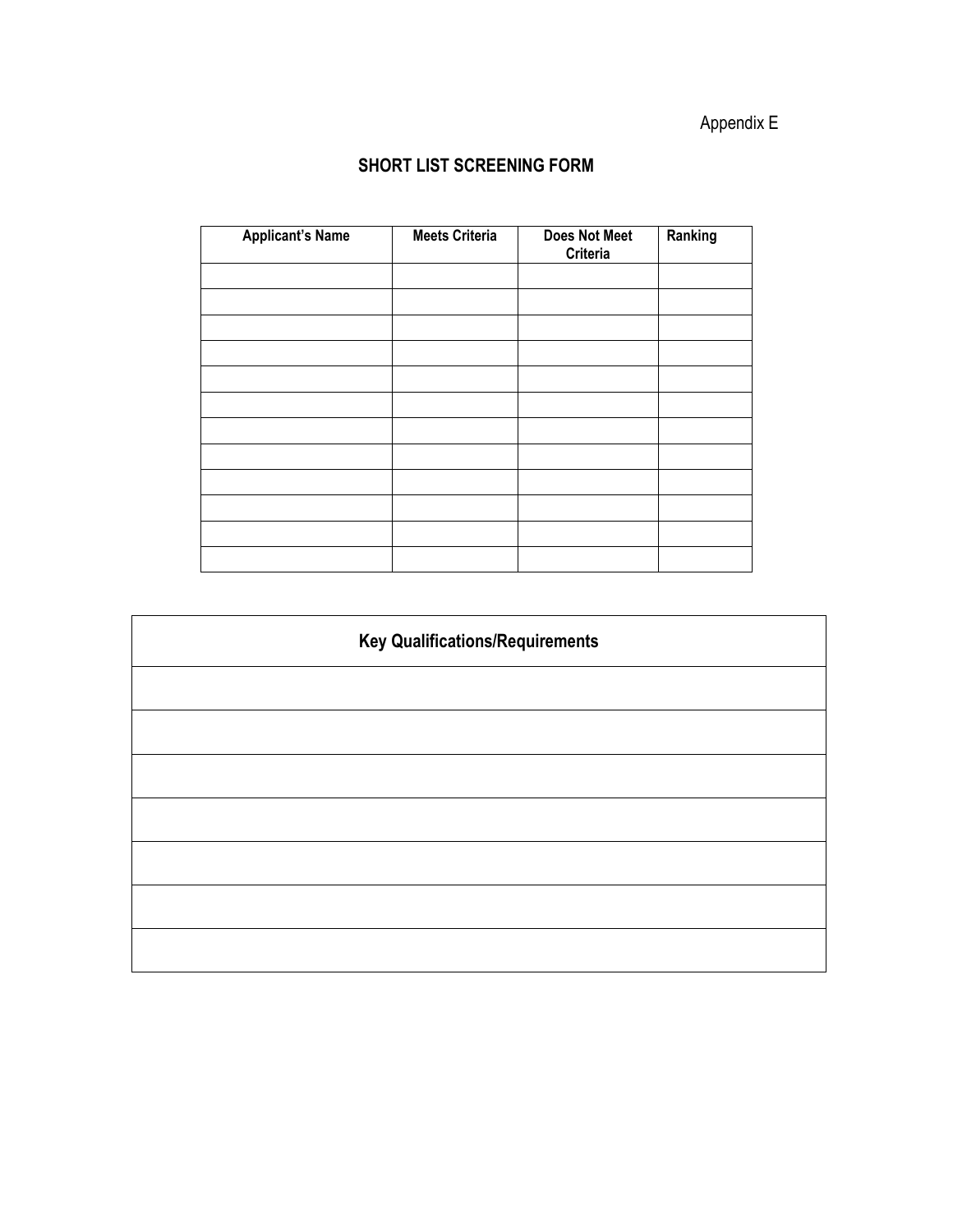Appendix E

## SHORT LIST SCREENING FORM

| Applicant's Name | Meets Criteria | Does Not Meet Criteria | Ranking |
|---|---|---|---|
| | | | |
| | | | |
| | | | |
| | | | |
| | | | |
| | | | |
| | | | |
| | | | |
| | | | |
| | | | |
| | | | |
| | | | |

| Key Qualifications/Requirements |
|---|
| |
| |
| |
| |
| |
| |
| |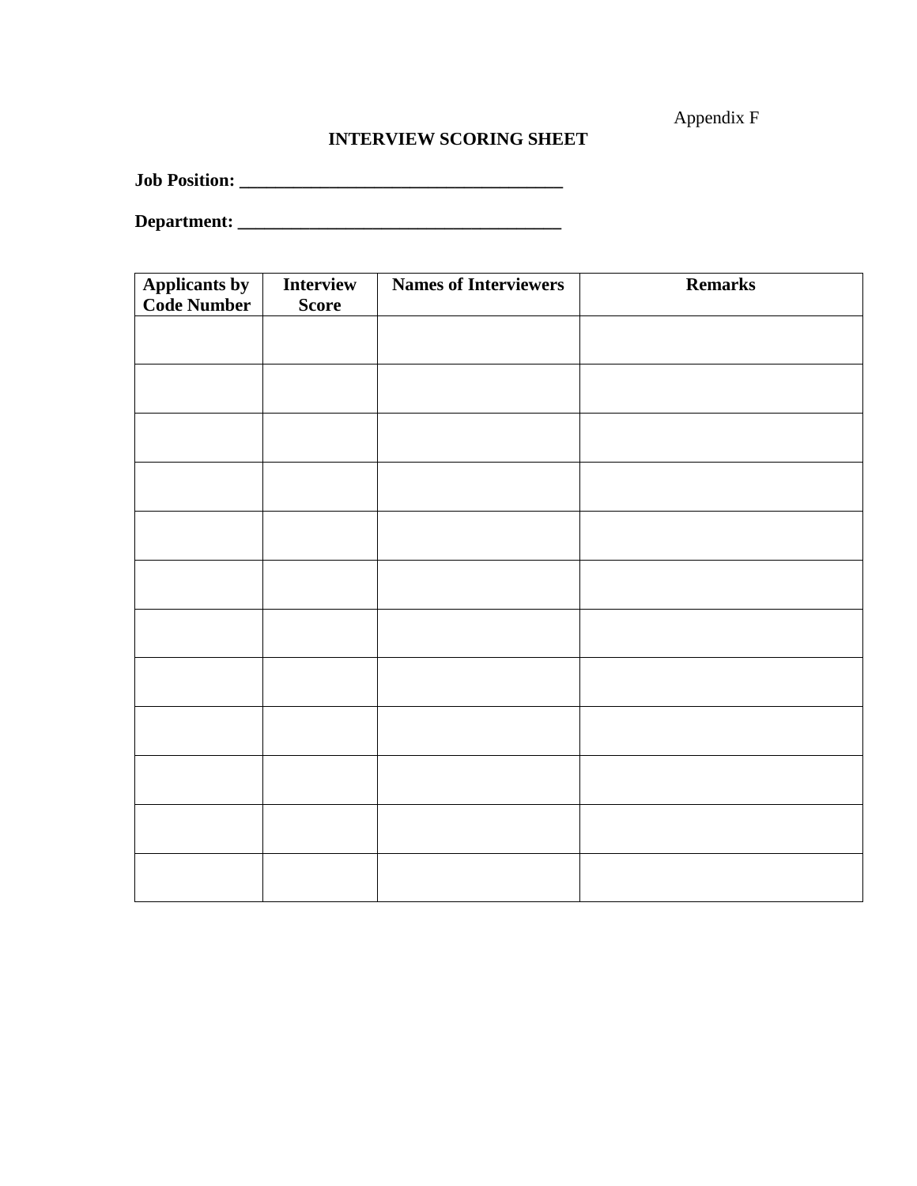Appendix F

**INTERVIEW SCORING SHEET**

**Job Position: ____________________________________**

**Department: ____________________________________**

| **Applicants by Code Number** | **Interview Score** | **Names of Interviewers** | **Remarks** |
|---|---|---|---|
| | | | |
| | | | |
| | | | |
| | | | |
| | | | |
| | | | |
| | | | |
| | | | |
| | | | |
| | | | |
| | | | |
| | | | |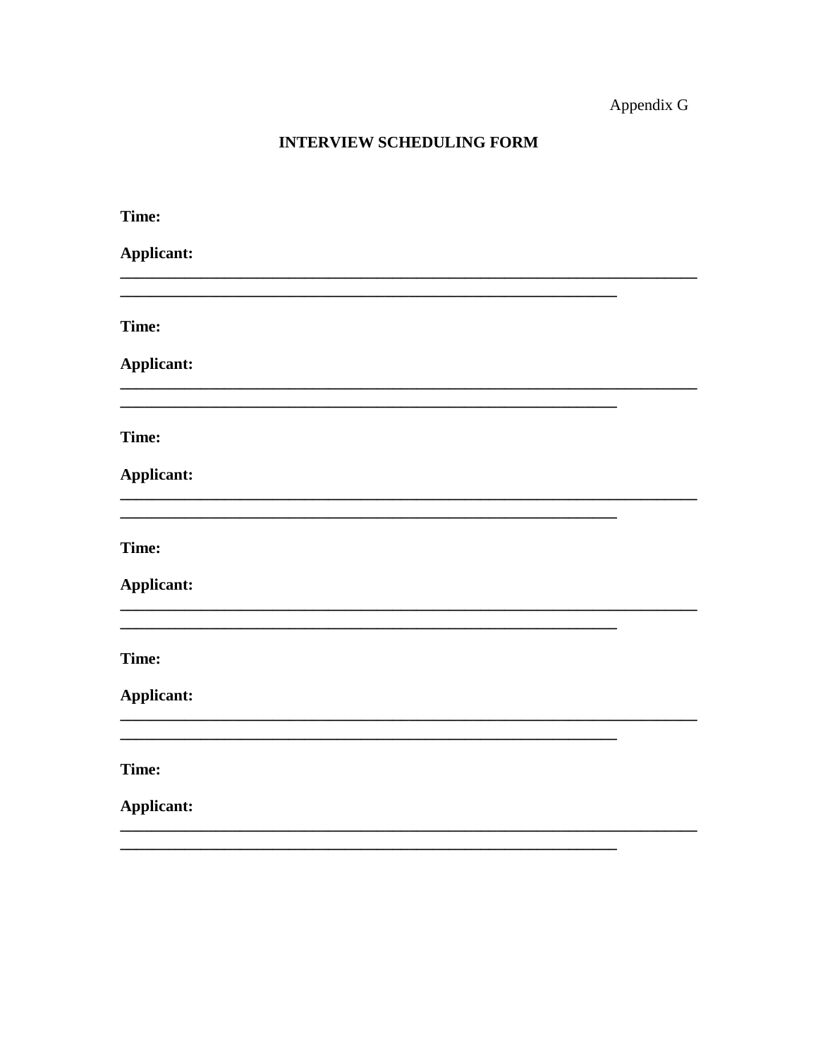Appendix G

**INTERVIEW SCHEDULING FORM**

**Time:**

**Applicant:** ___________________________________________________________________

_________________________________________________________________

**Time:**

**Applicant:** ___________________________________________________________________

_________________________________________________________________

**Time:**

**Applicant:** ___________________________________________________________________

_________________________________________________________________

**Time:**

**Applicant:** ___________________________________________________________________

_________________________________________________________________

**Time:**

**Applicant:** ___________________________________________________________________

_________________________________________________________________

**Time:**

**Applicant:** ___________________________________________________________________

_________________________________________________________________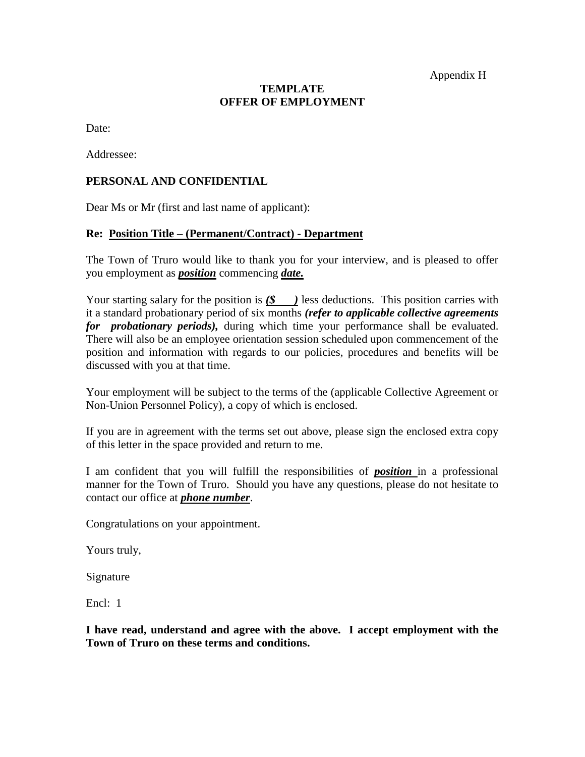Appendix H

**TEMPLATE**
**OFFER OF EMPLOYMENT**

Date:

Addressee:

**PERSONAL AND CONFIDENTIAL**

Dear Ms or Mr (first and last name of applicant):

**Re: <u>Position Title – (Permanent/Contract) - Department</u>**

The Town of Truro would like to thank you for your interview, and is pleased to offer you employment as ***<u>position</u>*** commencing ***<u>date.</u>***

Your starting salary for the position is ***<u>($ )</u>*** less deductions. This position carries with it a standard probationary period of six months ***(refer to applicable collective agreements for probationary periods),*** during which time your performance shall be evaluated. There will also be an employee orientation session scheduled upon commencement of the position and information with regards to our policies, procedures and benefits will be discussed with you at that time.

Your employment will be subject to the terms of the (applicable Collective Agreement or Non-Union Personnel Policy), a copy of which is enclosed.

If you are in agreement with the terms set out above, please sign the enclosed extra copy of this letter in the space provided and return to me.

I am confident that you will fulfill the responsibilities of ***<u>position</u>*** in a professional manner for the Town of Truro. Should you have any questions, please do not hesitate to contact our office at ***<u>phone number</u>***.

Congratulations on your appointment.

Yours truly,

Signature

Encl: 1

**I have read, understand and agree with the above. I accept employment with the Town of Truro on these terms and conditions.**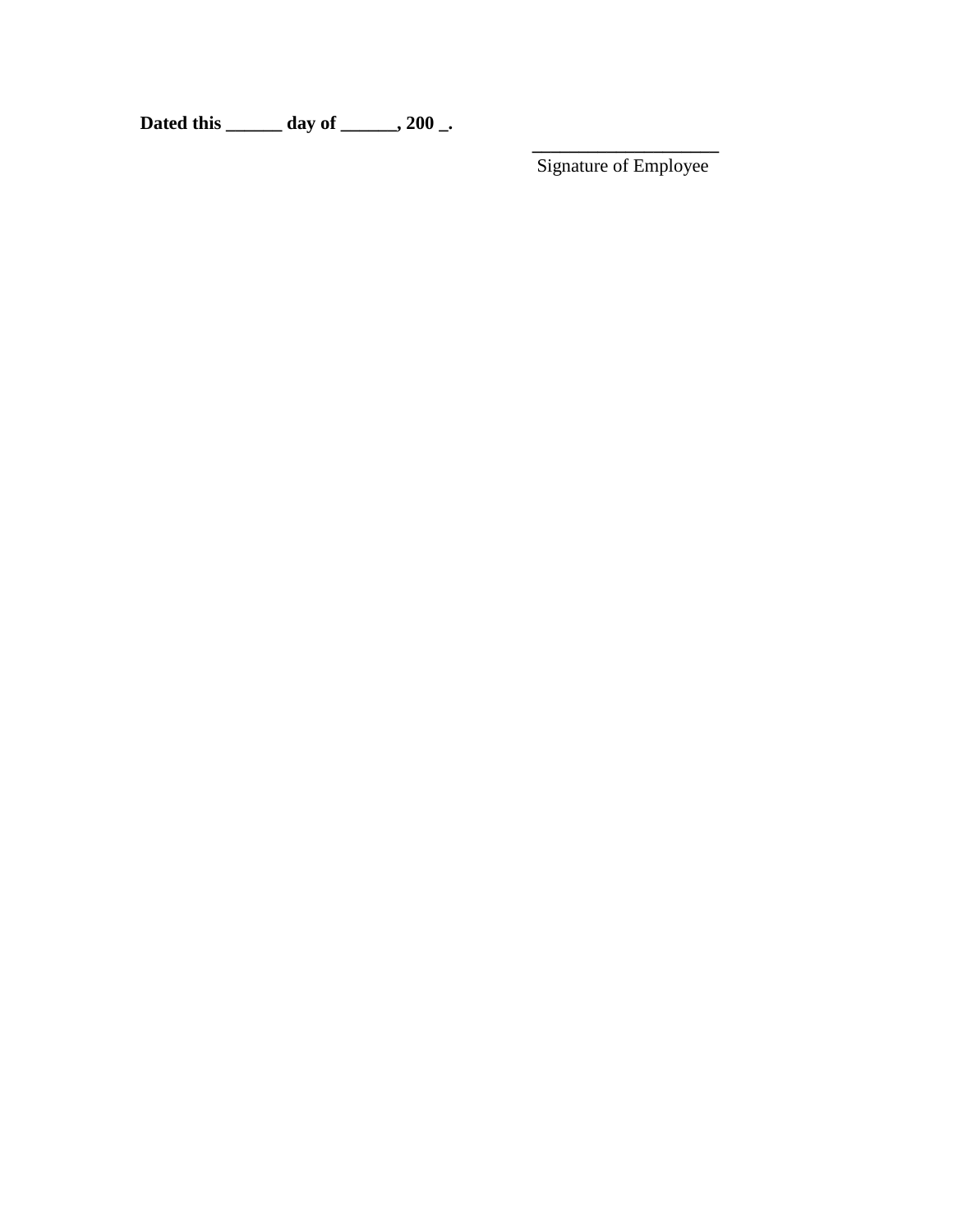**Dated this ______ day of ______, 200 _.**

____________________
Signature of Employee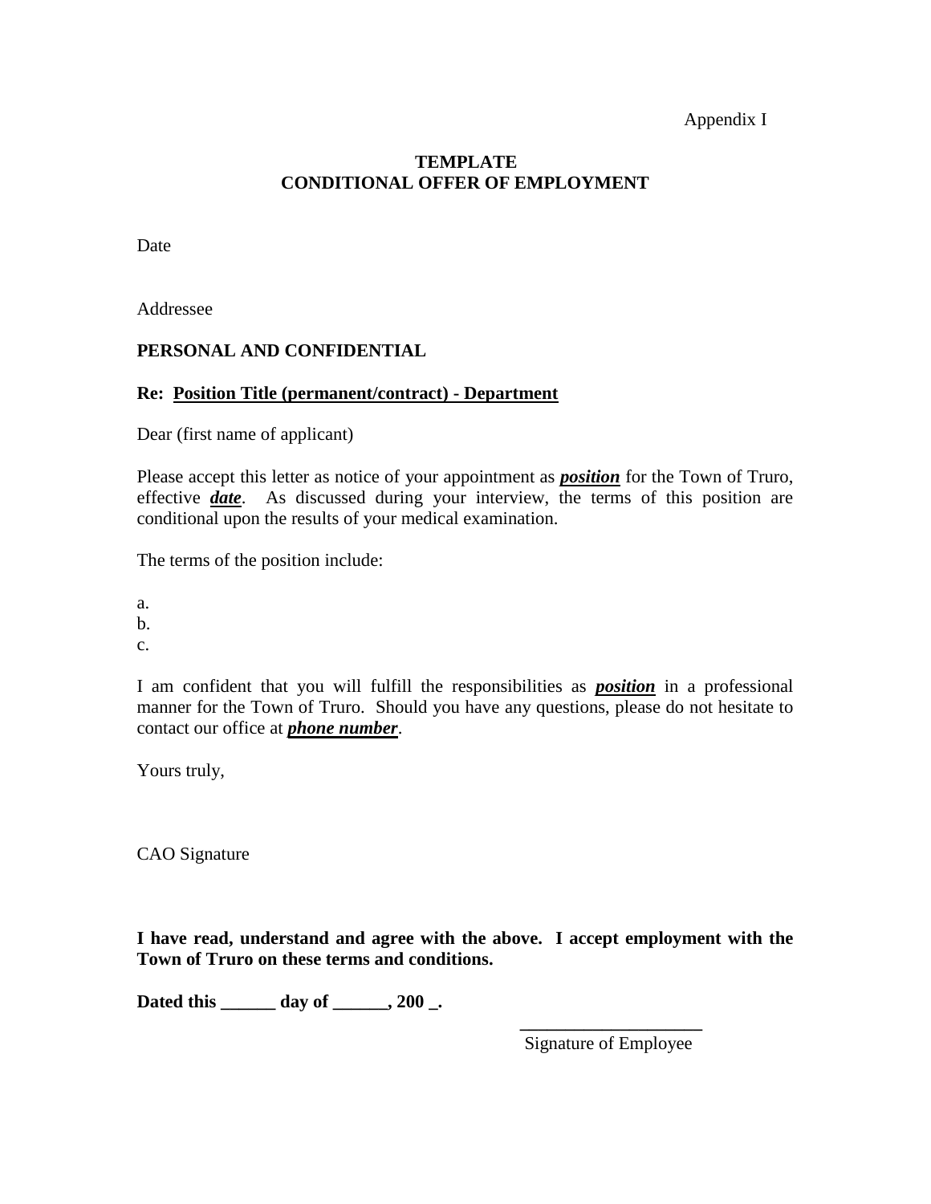Appendix I

**TEMPLATE**
**CONDITIONAL OFFER OF EMPLOYMENT**

Date

Addressee

**PERSONAL AND CONFIDENTIAL**

**Re: Position Title (permanent/contract) - Department**

Dear (first name of applicant)

Please accept this letter as notice of your appointment as ***position*** for the Town of Truro, effective ***date***. As discussed during your interview, the terms of this position are conditional upon the results of your medical examination.

The terms of the position include:

a.
b.
c.

I am confident that you will fulfill the responsibilities as ***position*** in a professional manner for the Town of Truro. Should you have any questions, please do not hesitate to contact our office at ***phone number***.

Yours truly,

CAO Signature

**I have read, understand and agree with the above. I accept employment with the Town of Truro on these terms and conditions.**

**Dated this ______ day of ______, 200 _.**

____________________
Signature of Employee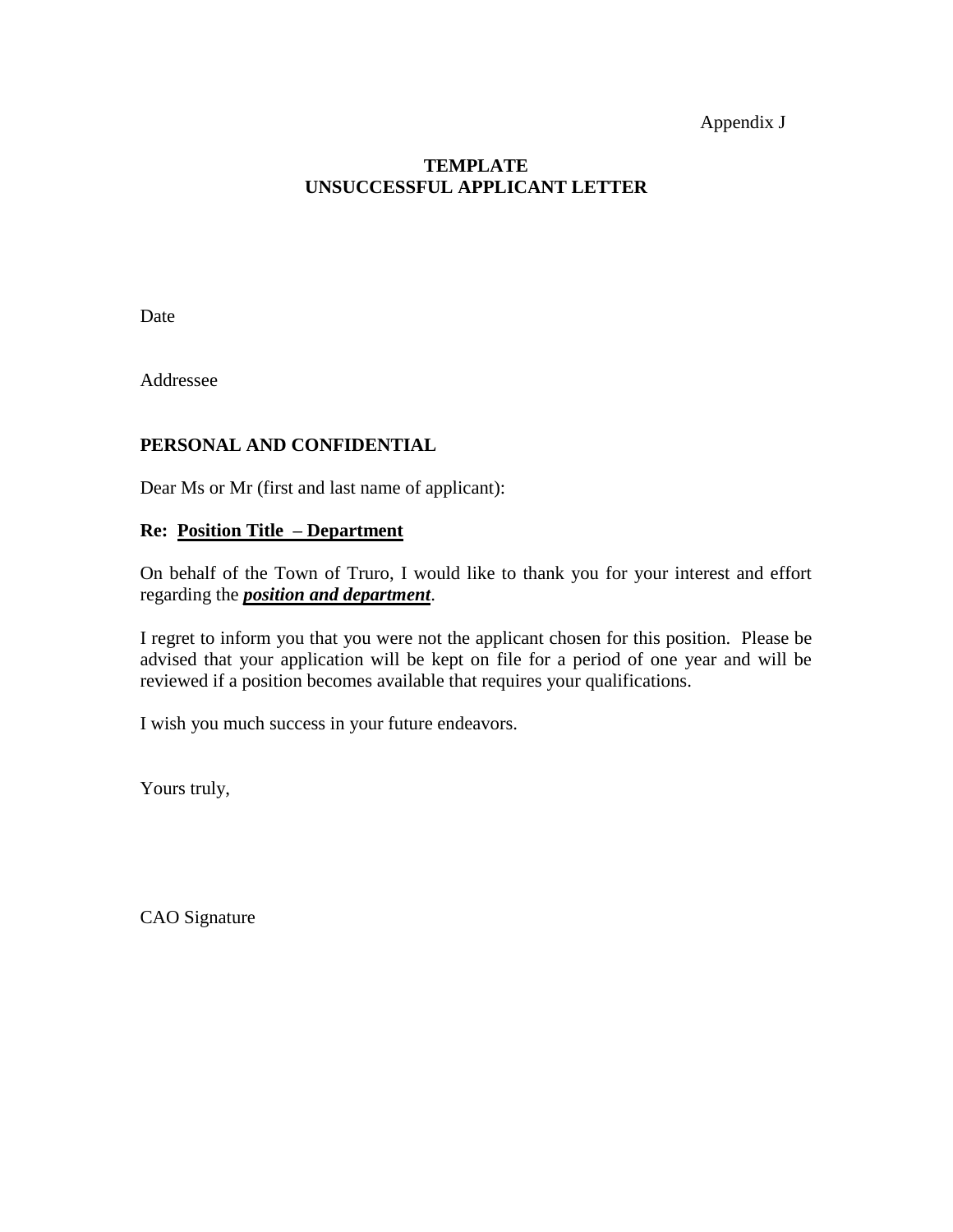Appendix J

**TEMPLATE**
**UNSUCCESSFUL APPLICANT LETTER**

Date

Addressee

**PERSONAL AND CONFIDENTIAL**

Dear Ms or Mr (first and last name of applicant):

**Re: <u>Position Title – Department</u>**

On behalf of the Town of Truro, I would like to thank you for your interest and effort regarding the ***<u>position and department</u>***.

I regret to inform you that you were not the applicant chosen for this position. Please be advised that your application will be kept on file for a period of one year and will be reviewed if a position becomes available that requires your qualifications.

I wish you much success in your future endeavors.

Yours truly,

CAO Signature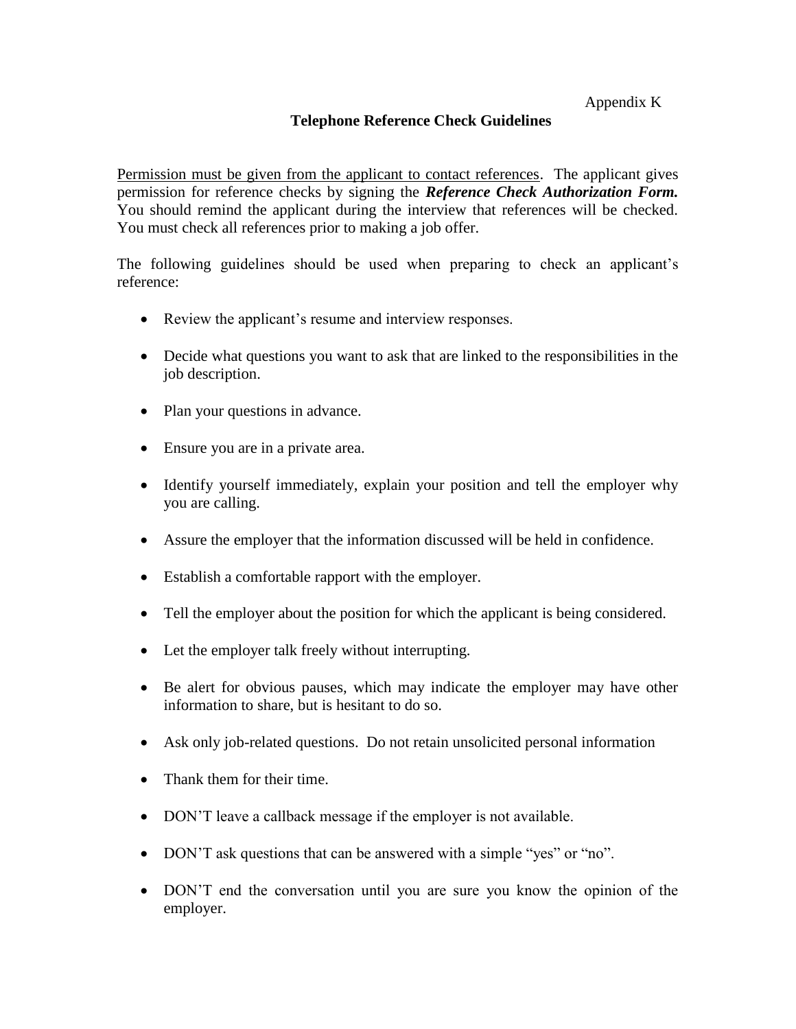Appendix K

## Telephone Reference Check Guidelines

<u>Permission must be given from the applicant to contact references</u>. The applicant gives permission for reference checks by signing the ***Reference Check Authorization Form.*** You should remind the applicant during the interview that references will be checked. You must check all references prior to making a job offer.

The following guidelines should be used when preparing to check an applicant's reference:

- Review the applicant's resume and interview responses.
- Decide what questions you want to ask that are linked to the responsibilities in the job description.
- Plan your questions in advance.
- Ensure you are in a private area.
- Identify yourself immediately, explain your position and tell the employer why you are calling.
- Assure the employer that the information discussed will be held in confidence.
- Establish a comfortable rapport with the employer.
- Tell the employer about the position for which the applicant is being considered.
- Let the employer talk freely without interrupting.
- Be alert for obvious pauses, which may indicate the employer may have other information to share, but is hesitant to do so.
- Ask only job-related questions. Do not retain unsolicited personal information
- Thank them for their time.
- DON'T leave a callback message if the employer is not available.
- DON'T ask questions that can be answered with a simple "yes" or "no".
- DON'T end the conversation until you are sure you know the opinion of the employer.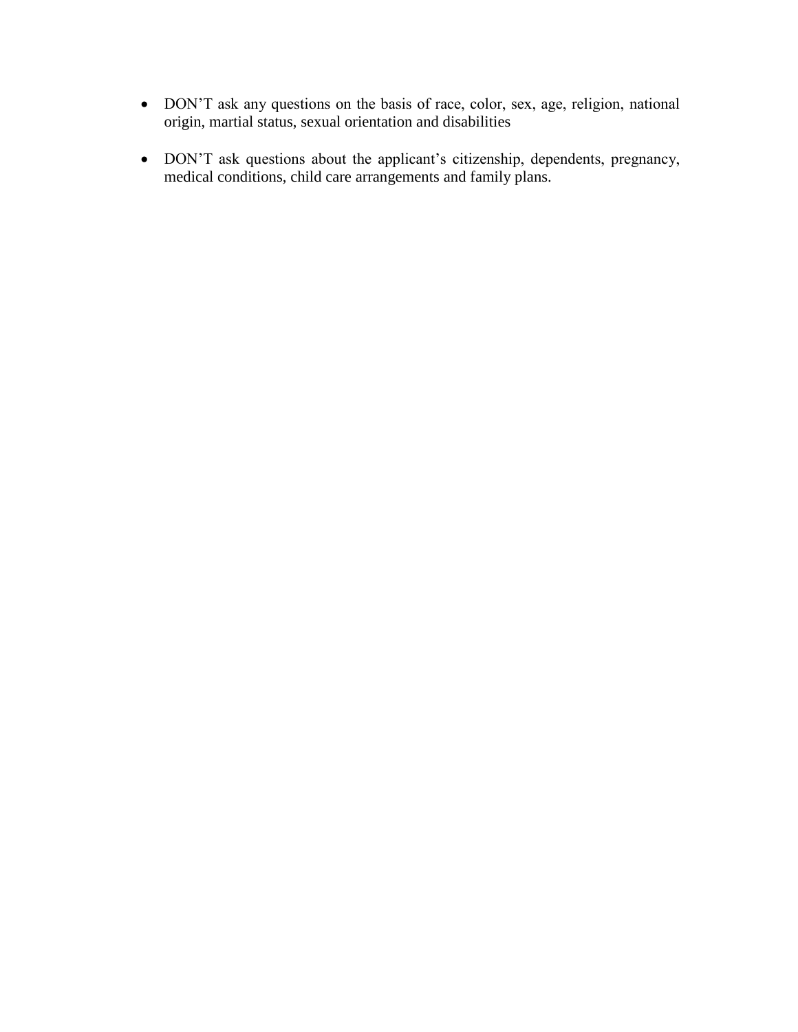- DON'T ask any questions on the basis of race, color, sex, age, religion, national origin, martial status, sexual orientation and disabilities

- DON'T ask questions about the applicant's citizenship, dependents, pregnancy, medical conditions, child care arrangements and family plans.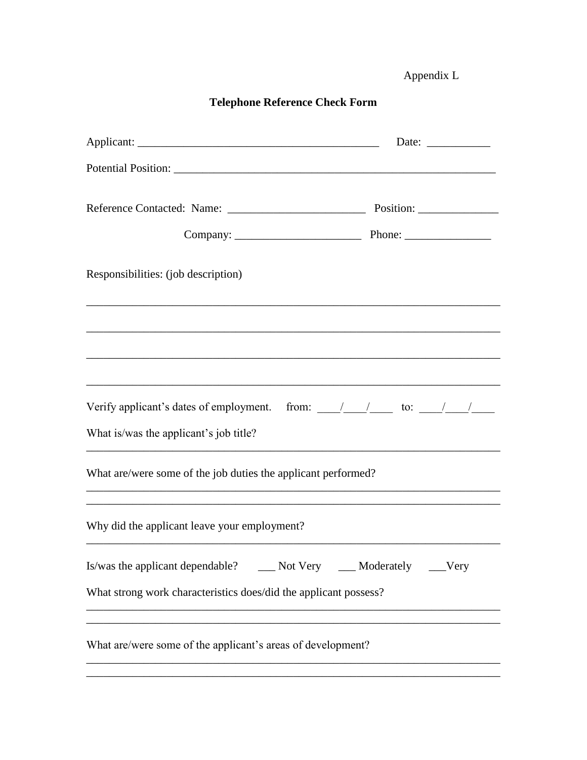Appendix L

# Telephone Reference Check Form

Applicant: __________________________________________ Date: ___________

Potential Position: _________________________________________________________

Reference Contacted: Name: ________________________ Position: ______________

Company: ______________________ Phone: _______________

Responsibilities: (job description)

___________________________________________________________________________

___________________________________________________________________________

___________________________________________________________________________

___________________________________________________________________________

Verify applicant's dates of employment. from: ____/____/____ to: ____/____/____

What is/was the applicant's job title?

___________________________________________________________________________

What are/were some of the job duties the applicant performed?

___________________________________________________________________________

___________________________________________________________________________

Why did the applicant leave your employment?

___________________________________________________________________________

Is/was the applicant dependable? ___ Not Very ___ Moderately ___Very

What strong work characteristics does/did the applicant possess?

___________________________________________________________________________

___________________________________________________________________________

What are/were some of the applicant's areas of development?

___________________________________________________________________________

___________________________________________________________________________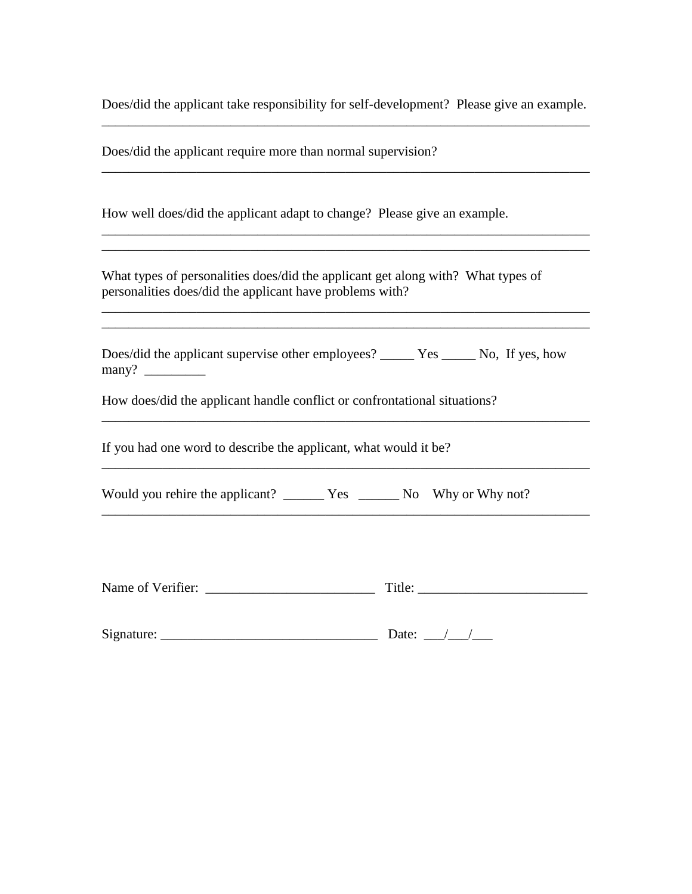Does/did the applicant take responsibility for self-development?  Please give an example.
___________________________________________________________________________

Does/did the applicant require more than normal supervision?
___________________________________________________________________________

How well does/did the applicant adapt to change?  Please give an example.
___________________________________________________________________________
___________________________________________________________________________

What types of personalities does/did the applicant get along with?  What types of personalities does/did the applicant have problems with?
___________________________________________________________________________
___________________________________________________________________________

Does/did the applicant supervise other employees? _____ Yes _____ No,  If yes, how many?  _________

How does/did the applicant handle conflict or confrontational situations?
___________________________________________________________________________

If you had one word to describe the applicant, what would it be?
___________________________________________________________________________

Would you rehire the applicant?  ______ Yes   ______ No    Why or Why not?
___________________________________________________________________________

Name of Verifier:  _________________________   Title: _________________________

Signature: ________________________________   Date:  ___/___/___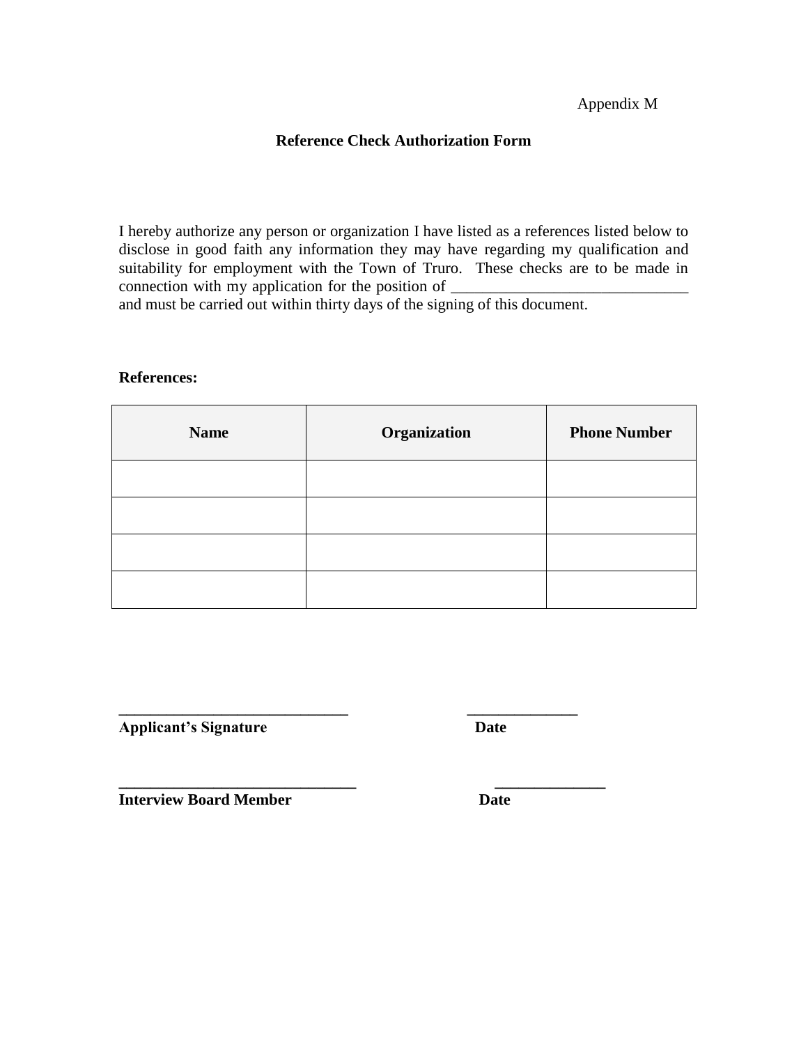Appendix M

**Reference Check Authorization Form**

I hereby authorize any person or organization I have listed as a references listed below to disclose in good faith any information they may have regarding my qualification and suitability for employment with the Town of Truro. These checks are to be made in connection with my application for the position of ______________________________ and must be carried out within thirty days of the signing of this document.

**References:**

| Name | Organization | Phone Number |
|---|---|---|
| | | |
| | | |
| | | |
| | | |

______________________________ ______________

**Applicant's Signature** **Date**

______________________________ ______________

**Interview Board Member** **Date**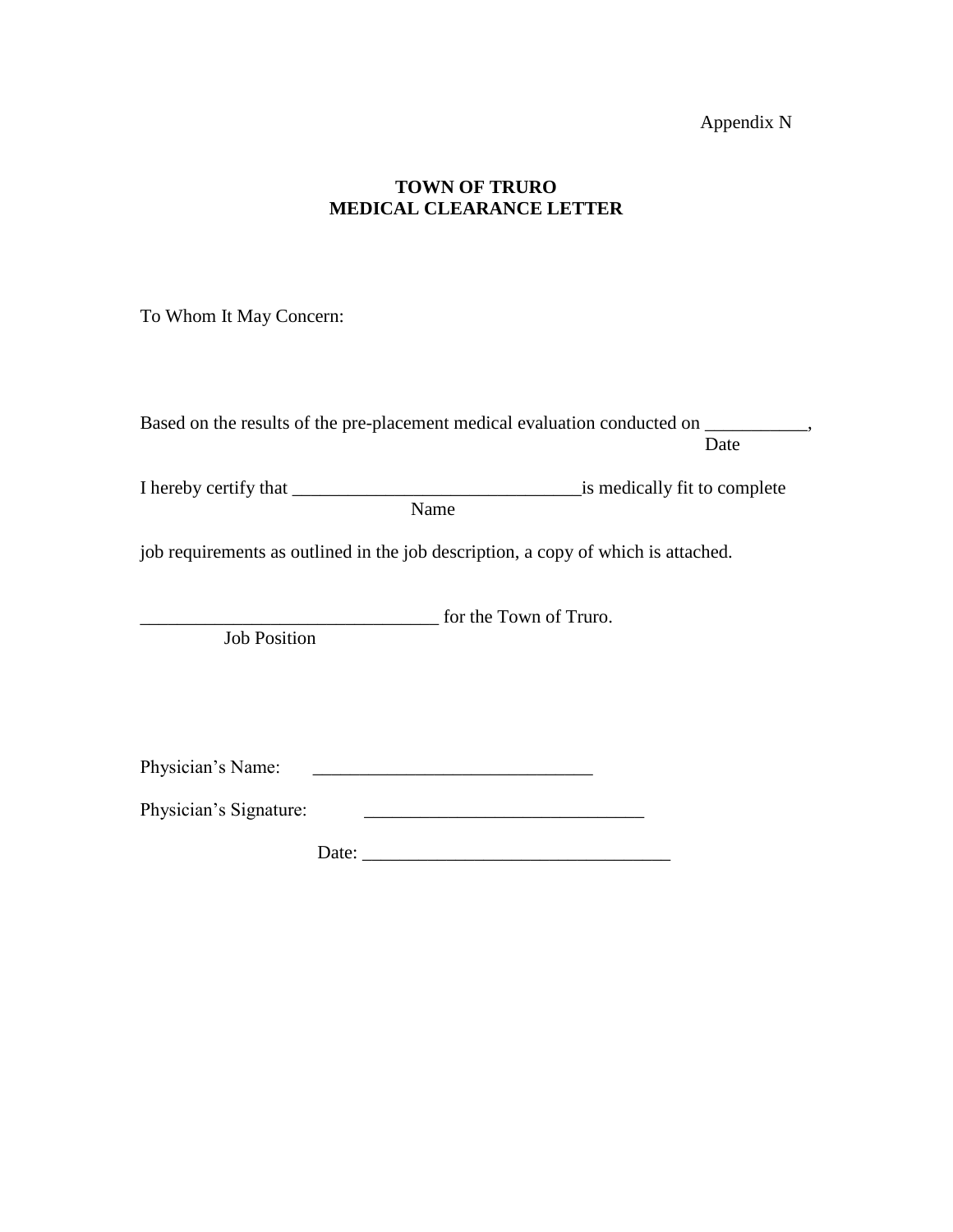Appendix N

# TOWN OF TRURO
# MEDICAL CLEARANCE LETTER

To Whom It May Concern:

Based on the results of the pre-placement medical evaluation conducted on ___________,
Date

I hereby certify that _______________________________is medically fit to complete
Name

job requirements as outlined in the job description, a copy of which is attached.

________________________________ for the Town of Truro.
Job Position

Physician's Name: ______________________________

Physician's Signature: ______________________________

Date: _________________________________